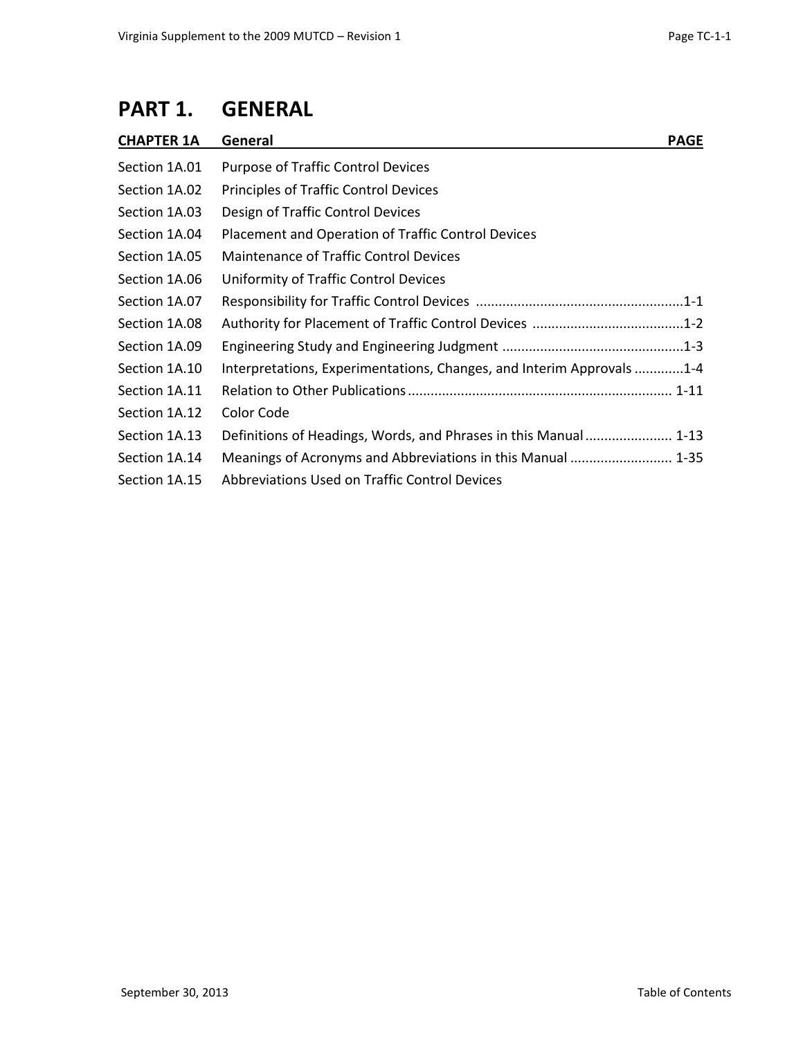# PART 1. GENERAL

| CHAPTER 1A | General | PAGE |
|---|---|---|
| Section 1A.01 | Purpose of Traffic Control Devices | |
| Section 1A.02 | Principles of Traffic Control Devices | |
| Section 1A.03 | Design of Traffic Control Devices | |
| Section 1A.04 | Placement and Operation of Traffic Control Devices | |
| Section 1A.05 | Maintenance of Traffic Control Devices | |
| Section 1A.06 | Uniformity of Traffic Control Devices | |
| Section 1A.07 | Responsibility for Traffic Control Devices | 1-1 |
| Section 1A.08 | Authority for Placement of Traffic Control Devices | 1-2 |
| Section 1A.09 | Engineering Study and Engineering Judgment | 1-3 |
| Section 1A.10 | Interpretations, Experimentations, Changes, and Interim Approvals | 1-4 |
| Section 1A.11 | Relation to Other Publications | 1-11 |
| Section 1A.12 | Color Code | |
| Section 1A.13 | Definitions of Headings, Words, and Phrases in this Manual | 1-13 |
| Section 1A.14 | Meanings of Acronyms and Abbreviations in this Manual | 1-35 |
| Section 1A.15 | Abbreviations Used on Traffic Control Devices | |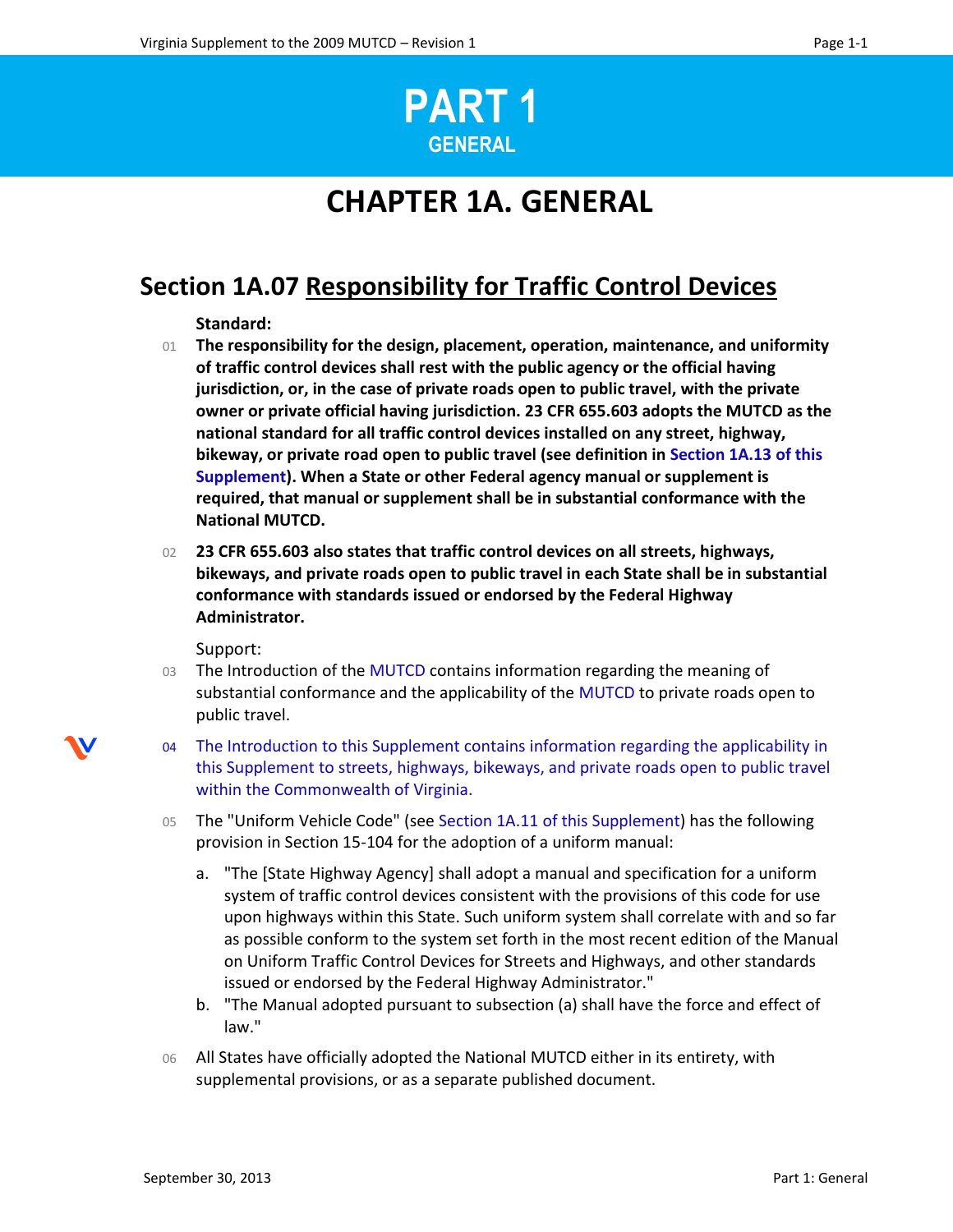# PART 1

## GENERAL

# CHAPTER 1A. GENERAL

## Section 1A.07 Responsibility for Traffic Control Devices

**Standard:**

01 **The responsibility for the design, placement, operation, maintenance, and uniformity of traffic control devices shall rest with the public agency or the official having jurisdiction, or, in the case of private roads open to public travel, with the private owner or private official having jurisdiction. 23 CFR 655.603 adopts the MUTCD as the national standard for all traffic control devices installed on any street, highway, bikeway, or private road open to public travel (see definition in Section 1A.13 of this Supplement). When a State or other Federal agency manual or supplement is required, that manual or supplement shall be in substantial conformance with the National MUTCD.**

02 **23 CFR 655.603 also states that traffic control devices on all streets, highways, bikeways, and private roads open to public travel in each State shall be in substantial conformance with standards issued or endorsed by the Federal Highway Administrator.**

Support:

03 The Introduction of the MUTCD contains information regarding the meaning of substantial conformance and the applicability of the MUTCD to private roads open to public travel.

04 The Introduction to this Supplement contains information regarding the applicability in this Supplement to streets, highways, bikeways, and private roads open to public travel within the Commonwealth of Virginia.

05 The "Uniform Vehicle Code" (see Section 1A.11 of this Supplement) has the following provision in Section 15-104 for the adoption of a uniform manual:

a. "The [State Highway Agency] shall adopt a manual and specification for a uniform system of traffic control devices consistent with the provisions of this code for use upon highways within this State. Such uniform system shall correlate with and so far as possible conform to the system set forth in the most recent edition of the Manual on Uniform Traffic Control Devices for Streets and Highways, and other standards issued or endorsed by the Federal Highway Administrator."
b. "The Manual adopted pursuant to subsection (a) shall have the force and effect of law."

06 All States have officially adopted the National MUTCD either in its entirety, with supplemental provisions, or as a separate published document.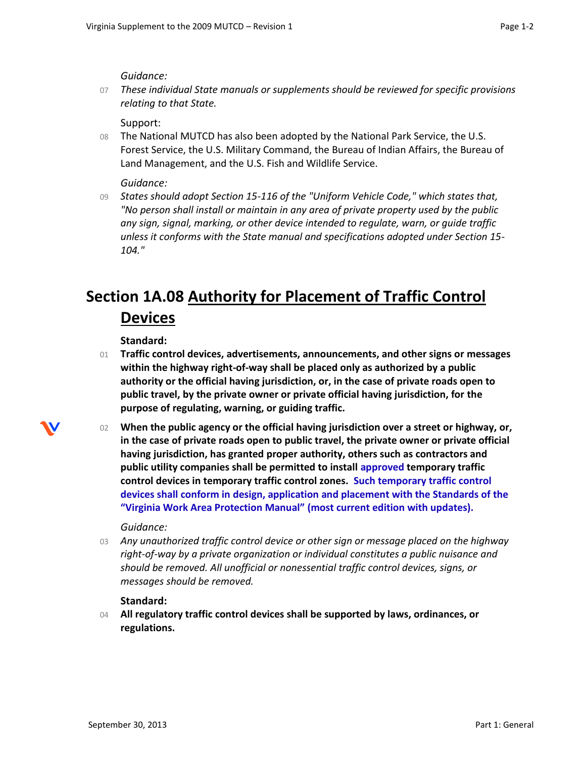*Guidance:*

07 *These individual State manuals or supplements should be reviewed for specific provisions relating to that State.*

Support:

08 The National MUTCD has also been adopted by the National Park Service, the U.S. Forest Service, the U.S. Military Command, the Bureau of Indian Affairs, the Bureau of Land Management, and the U.S. Fish and Wildlife Service.

*Guidance:*

09 *States should adopt Section 15-116 of the "Uniform Vehicle Code," which states that, "No person shall install or maintain in any area of private property used by the public any sign, signal, marking, or other device intended to regulate, warn, or guide traffic unless it conforms with the State manual and specifications adopted under Section 15-104."*

## Section 1A.08 Authority for Placement of Traffic Control Devices

**Standard:**

01 **Traffic control devices, advertisements, announcements, and other signs or messages within the highway right-of-way shall be placed only as authorized by a public authority or the official having jurisdiction, or, in the case of private roads open to public travel, by the private owner or private official having jurisdiction, for the purpose of regulating, warning, or guiding traffic.**

02 **When the public agency or the official having jurisdiction over a street or highway, or, in the case of private roads open to public travel, the private owner or private official having jurisdiction, has granted proper authority, others such as contractors and public utility companies shall be permitted to install approved temporary traffic control devices in temporary traffic control zones. Such temporary traffic control devices shall conform in design, application and placement with the Standards of the "Virginia Work Area Protection Manual" (most current edition with updates).**

*Guidance:*

03 *Any unauthorized traffic control device or other sign or message placed on the highway right-of-way by a private organization or individual constitutes a public nuisance and should be removed. All unofficial or nonessential traffic control devices, signs, or messages should be removed.*

**Standard:**

04 **All regulatory traffic control devices shall be supported by laws, ordinances, or regulations.**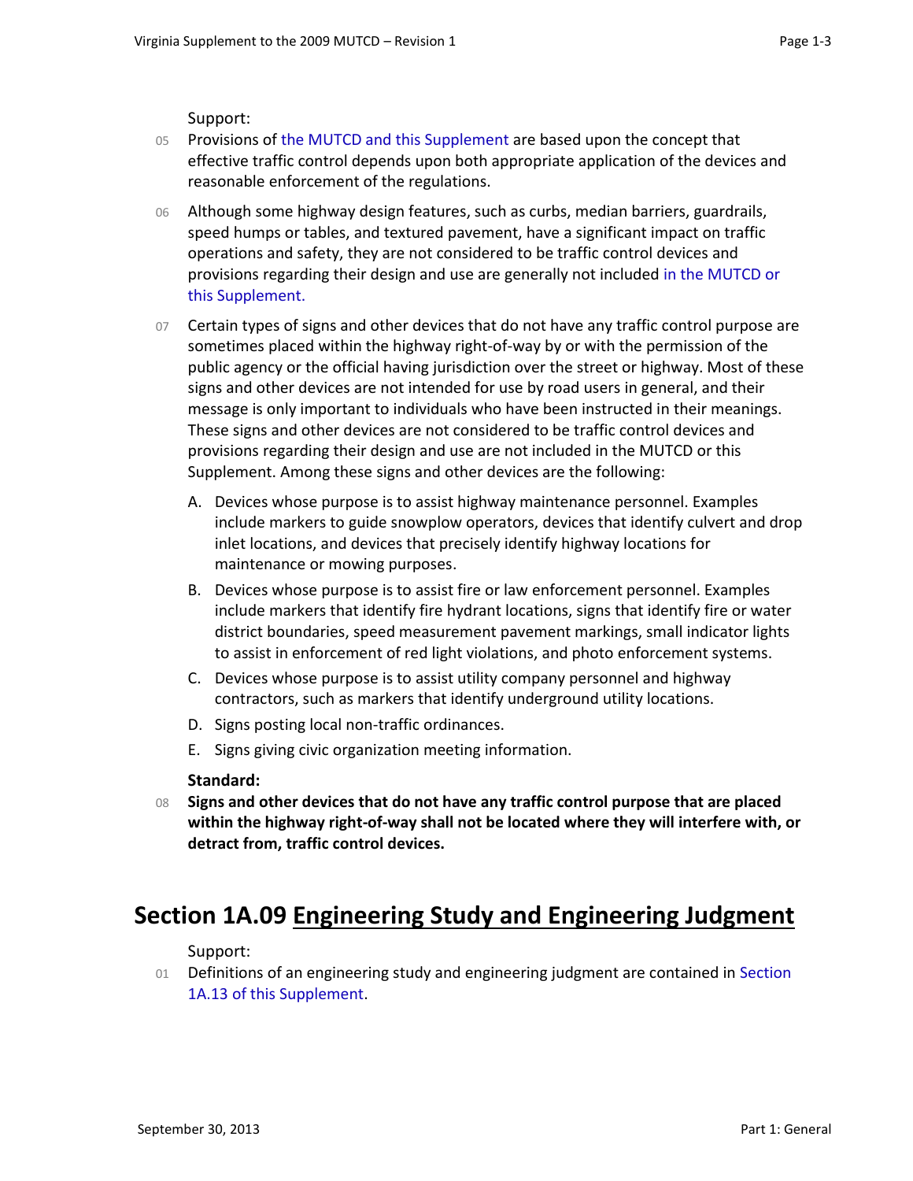Support:

05 Provisions of the MUTCD and this Supplement are based upon the concept that effective traffic control depends upon both appropriate application of the devices and reasonable enforcement of the regulations.

06 Although some highway design features, such as curbs, median barriers, guardrails, speed humps or tables, and textured pavement, have a significant impact on traffic operations and safety, they are not considered to be traffic control devices and provisions regarding their design and use are generally not included in the MUTCD or this Supplement.

07 Certain types of signs and other devices that do not have any traffic control purpose are sometimes placed within the highway right-of-way by or with the permission of the public agency or the official having jurisdiction over the street or highway. Most of these signs and other devices are not intended for use by road users in general, and their message is only important to individuals who have been instructed in their meanings. These signs and other devices are not considered to be traffic control devices and provisions regarding their design and use are not included in the MUTCD or this Supplement. Among these signs and other devices are the following:

A. Devices whose purpose is to assist highway maintenance personnel. Examples include markers to guide snowplow operators, devices that identify culvert and drop inlet locations, and devices that precisely identify highway locations for maintenance or mowing purposes.
B. Devices whose purpose is to assist fire or law enforcement personnel. Examples include markers that identify fire hydrant locations, signs that identify fire or water district boundaries, speed measurement pavement markings, small indicator lights to assist in enforcement of red light violations, and photo enforcement systems.
C. Devices whose purpose is to assist utility company personnel and highway contractors, such as markers that identify underground utility locations.
D. Signs posting local non-traffic ordinances.
E. Signs giving civic organization meeting information.

**Standard:**

08 **Signs and other devices that do not have any traffic control purpose that are placed within the highway right-of-way shall not be located where they will interfere with, or detract from, traffic control devices.**

## Section 1A.09 Engineering Study and Engineering Judgment

Support:

01 Definitions of an engineering study and engineering judgment are contained in Section 1A.13 of this Supplement.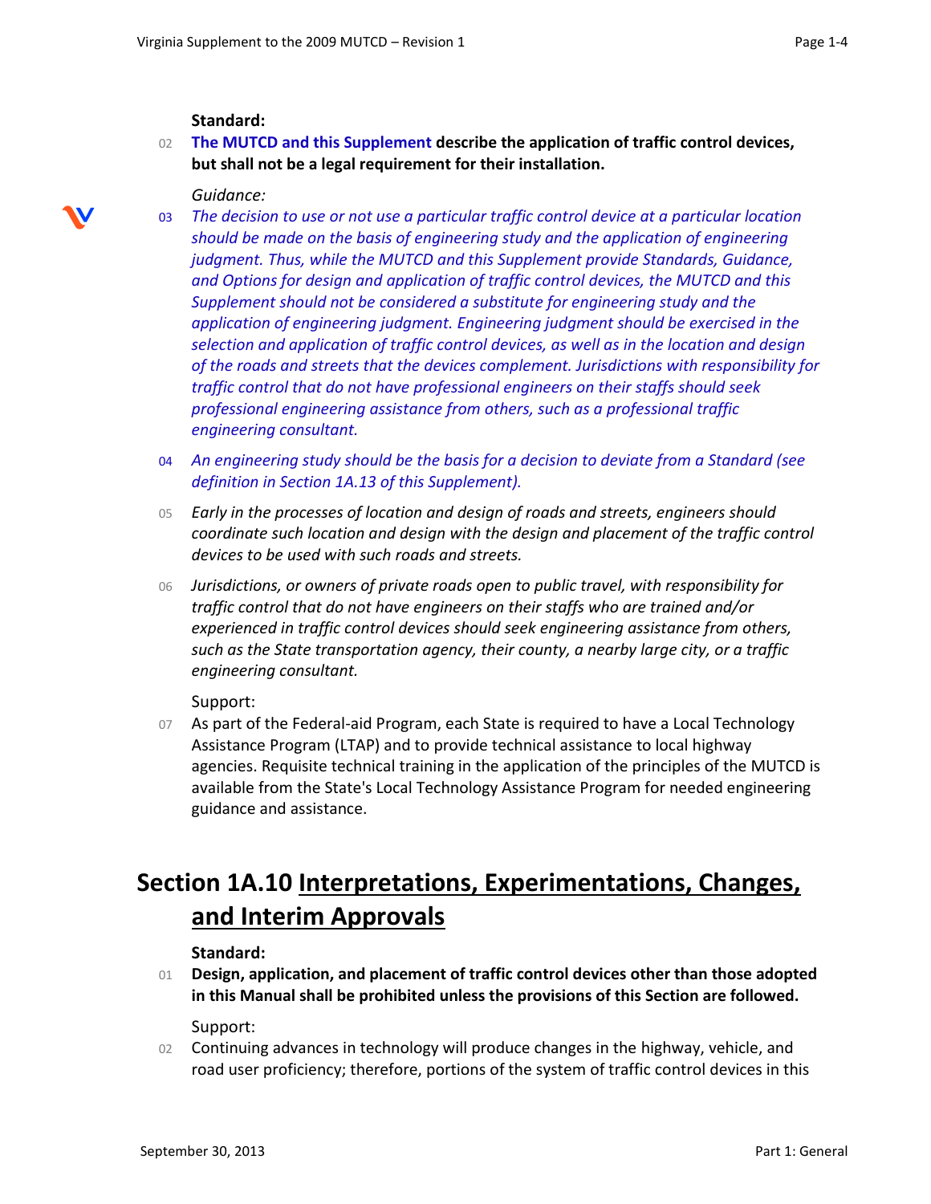**Standard:**

02 **The MUTCD and this Supplement describe the application of traffic control devices, but shall not be a legal requirement for their installation.**

*Guidance:*

03 *The decision to use or not use a particular traffic control device at a particular location should be made on the basis of engineering study and the application of engineering judgment. Thus, while the MUTCD and this Supplement provide Standards, Guidance, and Options for design and application of traffic control devices, the MUTCD and this Supplement should not be considered a substitute for engineering study and the application of engineering judgment. Engineering judgment should be exercised in the selection and application of traffic control devices, as well as in the location and design of the roads and streets that the devices complement. Jurisdictions with responsibility for traffic control that do not have professional engineers on their staffs should seek professional engineering assistance from others, such as a professional traffic engineering consultant.*

04 *An engineering study should be the basis for a decision to deviate from a Standard (see definition in Section 1A.13 of this Supplement).*

05 *Early in the processes of location and design of roads and streets, engineers should coordinate such location and design with the design and placement of the traffic control devices to be used with such roads and streets.*

06 *Jurisdictions, or owners of private roads open to public travel, with responsibility for traffic control that do not have engineers on their staffs who are trained and/or experienced in traffic control devices should seek engineering assistance from others, such as the State transportation agency, their county, a nearby large city, or a traffic engineering consultant.*

Support:

07 As part of the Federal-aid Program, each State is required to have a Local Technology Assistance Program (LTAP) and to provide technical assistance to local highway agencies. Requisite technical training in the application of the principles of the MUTCD is available from the State's Local Technology Assistance Program for needed engineering guidance and assistance.

# Section 1A.10 Interpretations, Experimentations, Changes, and Interim Approvals

**Standard:**

01 **Design, application, and placement of traffic control devices other than those adopted in this Manual shall be prohibited unless the provisions of this Section are followed.**

Support:

02 Continuing advances in technology will produce changes in the highway, vehicle, and road user proficiency; therefore, portions of the system of traffic control devices in this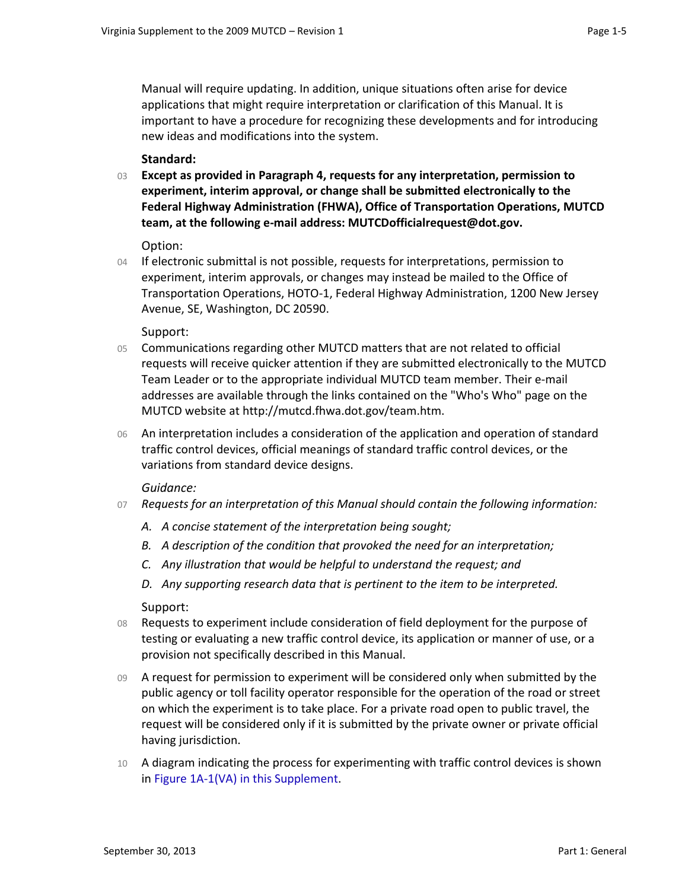Manual will require updating. In addition, unique situations often arise for device applications that might require interpretation or clarification of this Manual. It is important to have a procedure for recognizing these developments and for introducing new ideas and modifications into the system.

**Standard:**

03 **Except as provided in Paragraph 4, requests for any interpretation, permission to experiment, interim approval, or change shall be submitted electronically to the Federal Highway Administration (FHWA), Office of Transportation Operations, MUTCD team, at the following e-mail address: MUTCDofficialrequest@dot.gov.**

Option:

04 If electronic submittal is not possible, requests for interpretations, permission to experiment, interim approvals, or changes may instead be mailed to the Office of Transportation Operations, HOTO-1, Federal Highway Administration, 1200 New Jersey Avenue, SE, Washington, DC 20590.

Support:

05 Communications regarding other MUTCD matters that are not related to official requests will receive quicker attention if they are submitted electronically to the MUTCD Team Leader or to the appropriate individual MUTCD team member. Their e-mail addresses are available through the links contained on the "Who's Who" page on the MUTCD website at http://mutcd.fhwa.dot.gov/team.htm.

06 An interpretation includes a consideration of the application and operation of standard traffic control devices, official meanings of standard traffic control devices, or the variations from standard device designs.

*Guidance:*

07 *Requests for an interpretation of this Manual should contain the following information:*

*A. A concise statement of the interpretation being sought;*

*B. A description of the condition that provoked the need for an interpretation;*

*C. Any illustration that would be helpful to understand the request; and*

*D. Any supporting research data that is pertinent to the item to be interpreted.*

Support:

08 Requests to experiment include consideration of field deployment for the purpose of testing or evaluating a new traffic control device, its application or manner of use, or a provision not specifically described in this Manual.

09 A request for permission to experiment will be considered only when submitted by the public agency or toll facility operator responsible for the operation of the road or street on which the experiment is to take place. For a private road open to public travel, the request will be considered only if it is submitted by the private owner or private official having jurisdiction.

10 A diagram indicating the process for experimenting with traffic control devices is shown in Figure 1A-1(VA) in this Supplement.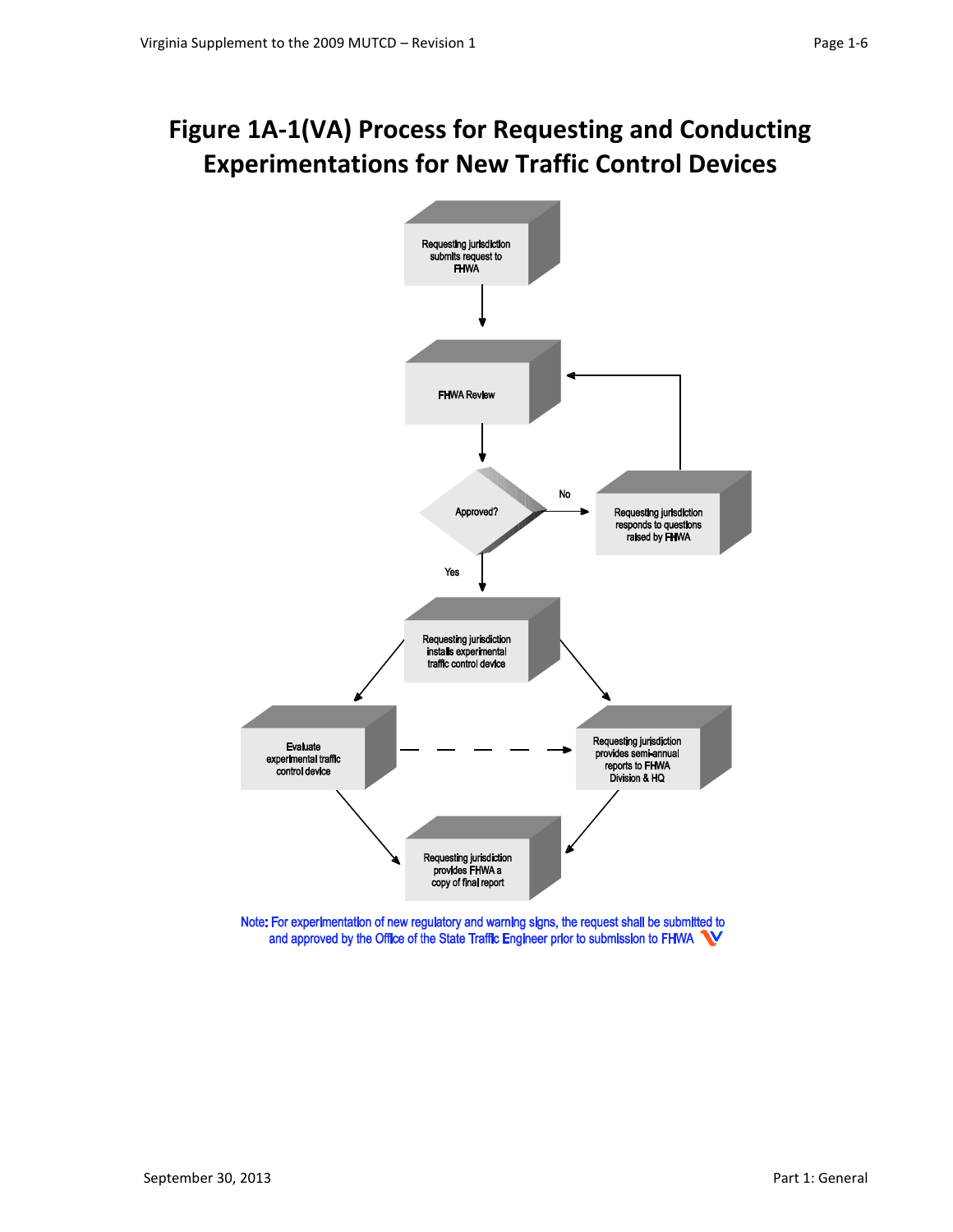# Figure 1A-1(VA) Process for Requesting and Conducting Experimentations for New Traffic Control Devices

Requesting jurisdiction submits request to FHWA

FHWA Review

Approved?

No

Requesting jurisdiction responds to questions raised by FHWA

Yes

Requesting jurisdiction installs experimental traffic control device

Evaluate experimental traffic control device

Requesting jurisdiction provides semi-annual reports to FHWA Division & HQ

Requesting jurisdiction provides FHWA a copy of final report

Note: For experimentation of new regulatory and warning signs, the request shall be submitted to and approved by the Office of the State Traffic Engineer prior to submission to FHWA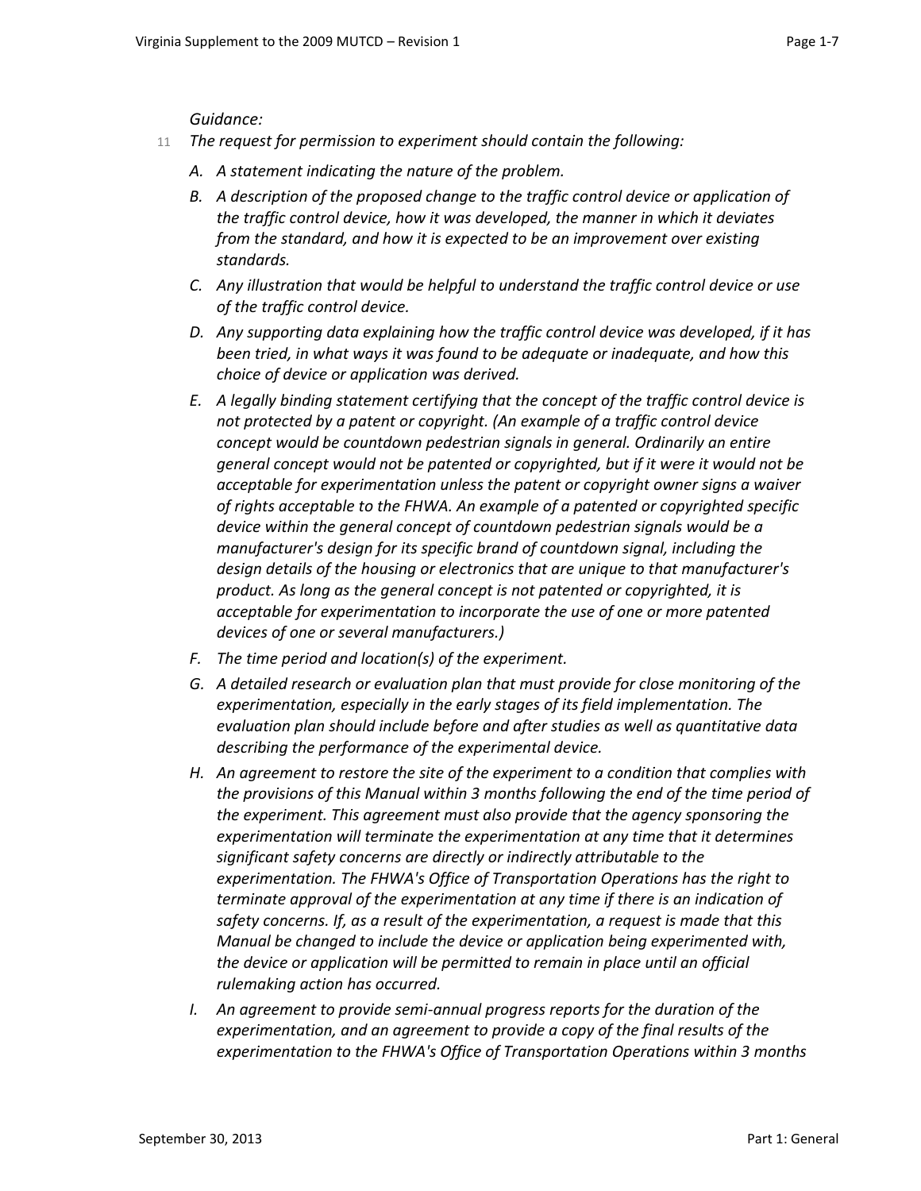*Guidance:*

11 *The request for permission to experiment should contain the following:*

*A. A statement indicating the nature of the problem.*

*B. A description of the proposed change to the traffic control device or application of the traffic control device, how it was developed, the manner in which it deviates from the standard, and how it is expected to be an improvement over existing standards.*

*C. Any illustration that would be helpful to understand the traffic control device or use of the traffic control device.*

*D. Any supporting data explaining how the traffic control device was developed, if it has been tried, in what ways it was found to be adequate or inadequate, and how this choice of device or application was derived.*

*E. A legally binding statement certifying that the concept of the traffic control device is not protected by a patent or copyright. (An example of a traffic control device concept would be countdown pedestrian signals in general. Ordinarily an entire general concept would not be patented or copyrighted, but if it were it would not be acceptable for experimentation unless the patent or copyright owner signs a waiver of rights acceptable to the FHWA. An example of a patented or copyrighted specific device within the general concept of countdown pedestrian signals would be a manufacturer's design for its specific brand of countdown signal, including the design details of the housing or electronics that are unique to that manufacturer's product. As long as the general concept is not patented or copyrighted, it is acceptable for experimentation to incorporate the use of one or more patented devices of one or several manufacturers.)*

*F. The time period and location(s) of the experiment.*

*G. A detailed research or evaluation plan that must provide for close monitoring of the experimentation, especially in the early stages of its field implementation. The evaluation plan should include before and after studies as well as quantitative data describing the performance of the experimental device.*

*H. An agreement to restore the site of the experiment to a condition that complies with the provisions of this Manual within 3 months following the end of the time period of the experiment. This agreement must also provide that the agency sponsoring the experimentation will terminate the experimentation at any time that it determines significant safety concerns are directly or indirectly attributable to the experimentation. The FHWA's Office of Transportation Operations has the right to terminate approval of the experimentation at any time if there is an indication of safety concerns. If, as a result of the experimentation, a request is made that this Manual be changed to include the device or application being experimented with, the device or application will be permitted to remain in place until an official rulemaking action has occurred.*

*I. An agreement to provide semi-annual progress reports for the duration of the experimentation, and an agreement to provide a copy of the final results of the experimentation to the FHWA's Office of Transportation Operations within 3 months*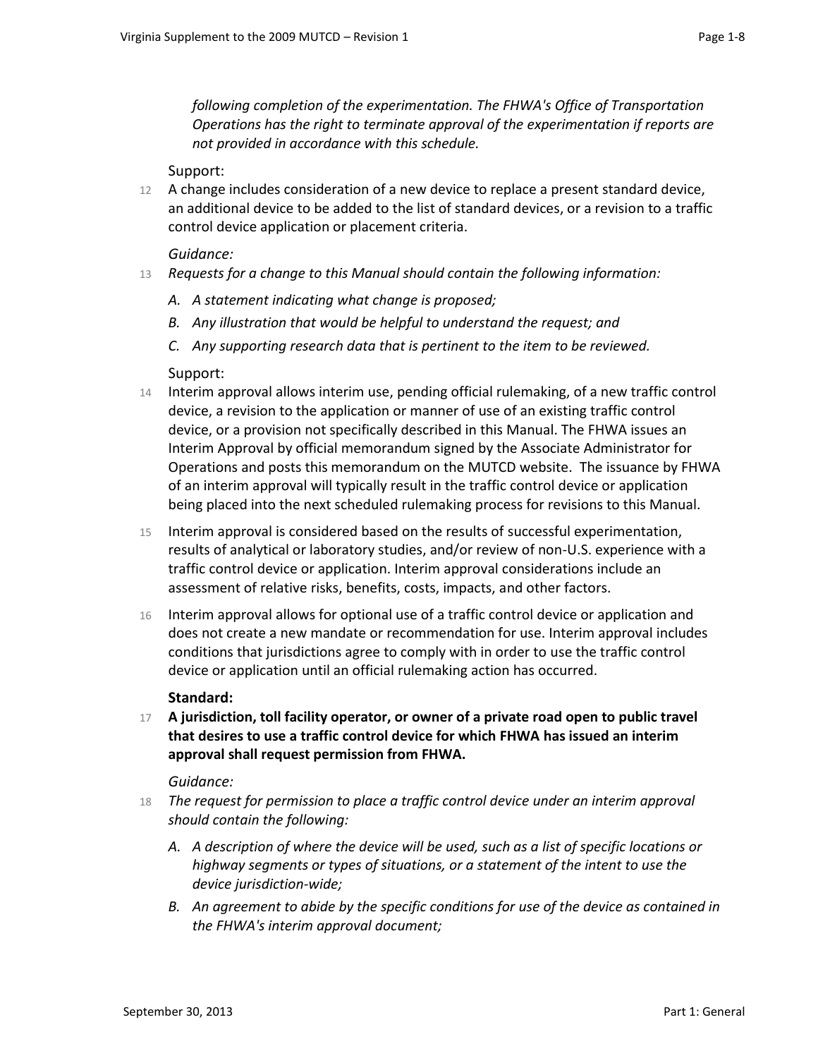*following completion of the experimentation. The FHWA's Office of Transportation Operations has the right to terminate approval of the experimentation if reports are not provided in accordance with this schedule.*

Support:

12 A change includes consideration of a new device to replace a present standard device, an additional device to be added to the list of standard devices, or a revision to a traffic control device application or placement criteria.

*Guidance:*

13 *Requests for a change to this Manual should contain the following information:*

*A. A statement indicating what change is proposed;*

*B. Any illustration that would be helpful to understand the request; and*

*C. Any supporting research data that is pertinent to the item to be reviewed.*

Support:

14 Interim approval allows interim use, pending official rulemaking, of a new traffic control device, a revision to the application or manner of use of an existing traffic control device, or a provision not specifically described in this Manual. The FHWA issues an Interim Approval by official memorandum signed by the Associate Administrator for Operations and posts this memorandum on the MUTCD website. The issuance by FHWA of an interim approval will typically result in the traffic control device or application being placed into the next scheduled rulemaking process for revisions to this Manual.

15 Interim approval is considered based on the results of successful experimentation, results of analytical or laboratory studies, and/or review of non-U.S. experience with a traffic control device or application. Interim approval considerations include an assessment of relative risks, benefits, costs, impacts, and other factors.

16 Interim approval allows for optional use of a traffic control device or application and does not create a new mandate or recommendation for use. Interim approval includes conditions that jurisdictions agree to comply with in order to use the traffic control device or application until an official rulemaking action has occurred.

**Standard:**

17 **A jurisdiction, toll facility operator, or owner of a private road open to public travel that desires to use a traffic control device for which FHWA has issued an interim approval shall request permission from FHWA.**

*Guidance:*

18 *The request for permission to place a traffic control device under an interim approval should contain the following:*

*A. A description of where the device will be used, such as a list of specific locations or highway segments or types of situations, or a statement of the intent to use the device jurisdiction-wide;*

*B. An agreement to abide by the specific conditions for use of the device as contained in the FHWA's interim approval document;*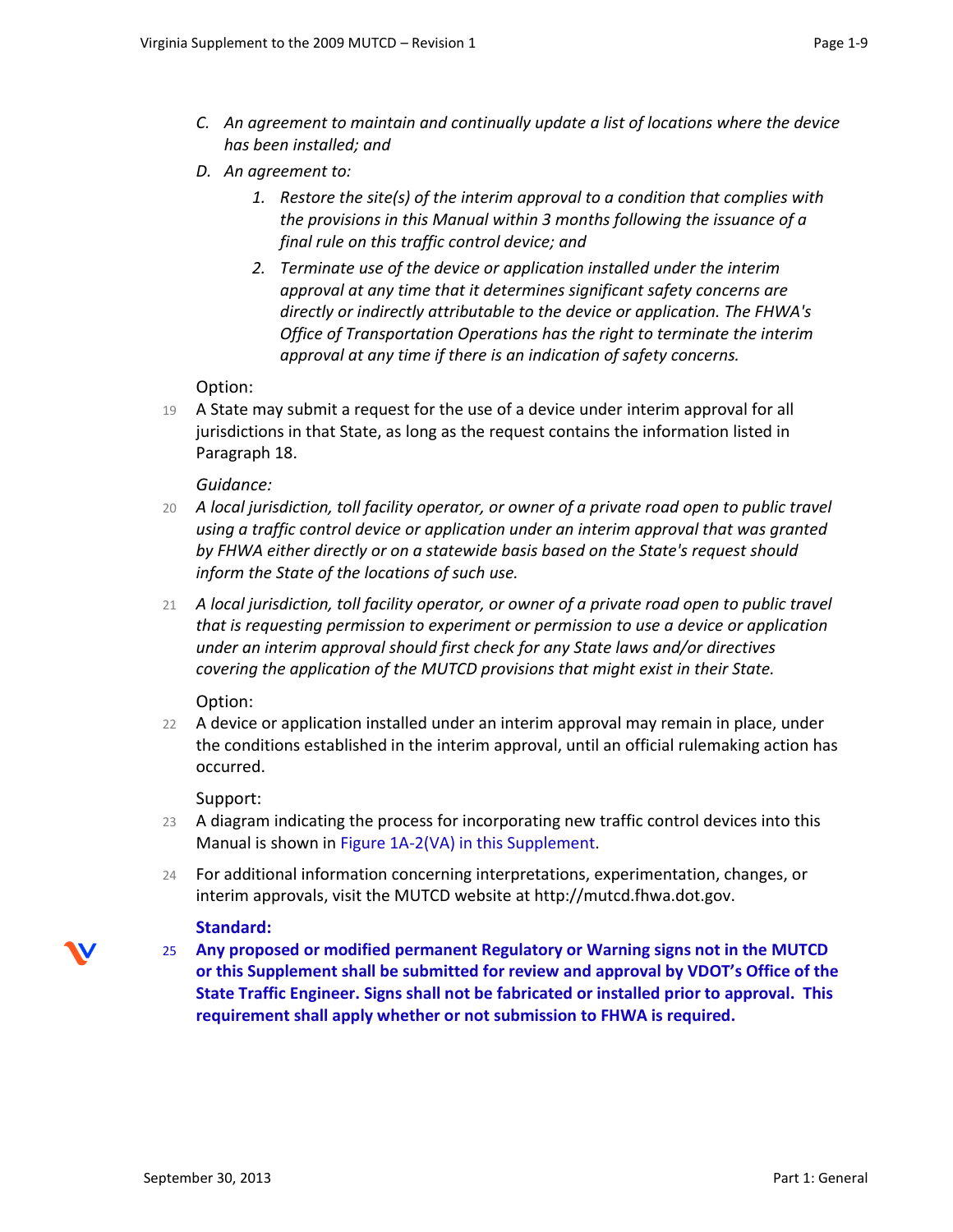*C. An agreement to maintain and continually update a list of locations where the device has been installed; and*

*D. An agreement to:*

*1. Restore the site(s) of the interim approval to a condition that complies with the provisions in this Manual within 3 months following the issuance of a final rule on this traffic control device; and*

*2. Terminate use of the device or application installed under the interim approval at any time that it determines significant safety concerns are directly or indirectly attributable to the device or application. The FHWA's Office of Transportation Operations has the right to terminate the interim approval at any time if there is an indication of safety concerns.*

Option:

19 A State may submit a request for the use of a device under interim approval for all jurisdictions in that State, as long as the request contains the information listed in Paragraph 18.

*Guidance:*

20 *A local jurisdiction, toll facility operator, or owner of a private road open to public travel using a traffic control device or application under an interim approval that was granted by FHWA either directly or on a statewide basis based on the State's request should inform the State of the locations of such use.*

21 *A local jurisdiction, toll facility operator, or owner of a private road open to public travel that is requesting permission to experiment or permission to use a device or application under an interim approval should first check for any State laws and/or directives covering the application of the MUTCD provisions that might exist in their State.*

Option:

22 A device or application installed under an interim approval may remain in place, under the conditions established in the interim approval, until an official rulemaking action has occurred.

Support:

23 A diagram indicating the process for incorporating new traffic control devices into this Manual is shown in Figure 1A-2(VA) in this Supplement.

24 For additional information concerning interpretations, experimentation, changes, or interim approvals, visit the MUTCD website at http://mutcd.fhwa.dot.gov.

**Standard:**

25 **Any proposed or modified permanent Regulatory or Warning signs not in the MUTCD or this Supplement shall be submitted for review and approval by VDOT's Office of the State Traffic Engineer. Signs shall not be fabricated or installed prior to approval. This requirement shall apply whether or not submission to FHWA is required.**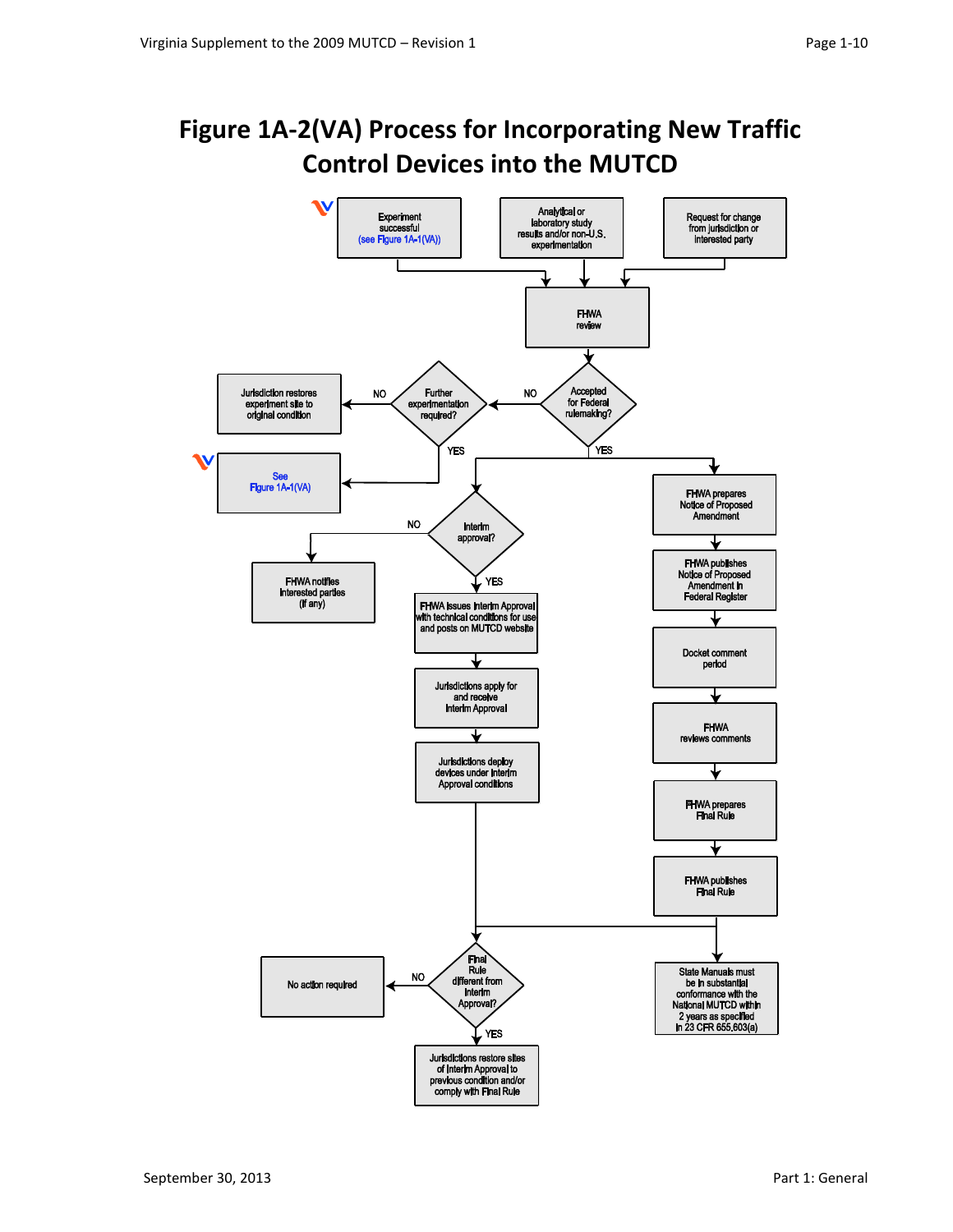# Figure 1A-2(VA) Process for Incorporating New Traffic Control Devices into the MUTCD

Experiment successful (see Figure 1A-1(VA))

Analytical or laboratory study results and/or non-U.S. experimentation

Request for change from jurisdiction or interested party

FHWA review

Accepted for Federal rulemaking?

NO

Further experimentation required?

NO

Jurisdiction restores experiment site to original condition

YES

See Figure 1A-1(VA)

YES

Interim approval?

NO

FHWA notifies interested parties (if any)

YES

FHWA issues Interim Approval with technical conditions for use and posts on MUTCD website

Jurisdictions apply for and receive Interim Approval

Jurisdictions deploy devices under Interim Approval conditions

FHWA prepares Notice of Proposed Amendment

FHWA publishes Notice of Proposed Amendment in Federal Register

Docket comment period

FHWA reviews comments

FHWA prepares Final Rule

FHWA publishes Final Rule

Final Rule different from Interim Approval?

NO

No action required

YES

Jurisdictions restore sites of Interim Approval to previous condition and/or comply with Final Rule

State Manuals must be in substantial conformance with the National MUTCD within 2 years as specified in 23 CFR 655.603(a)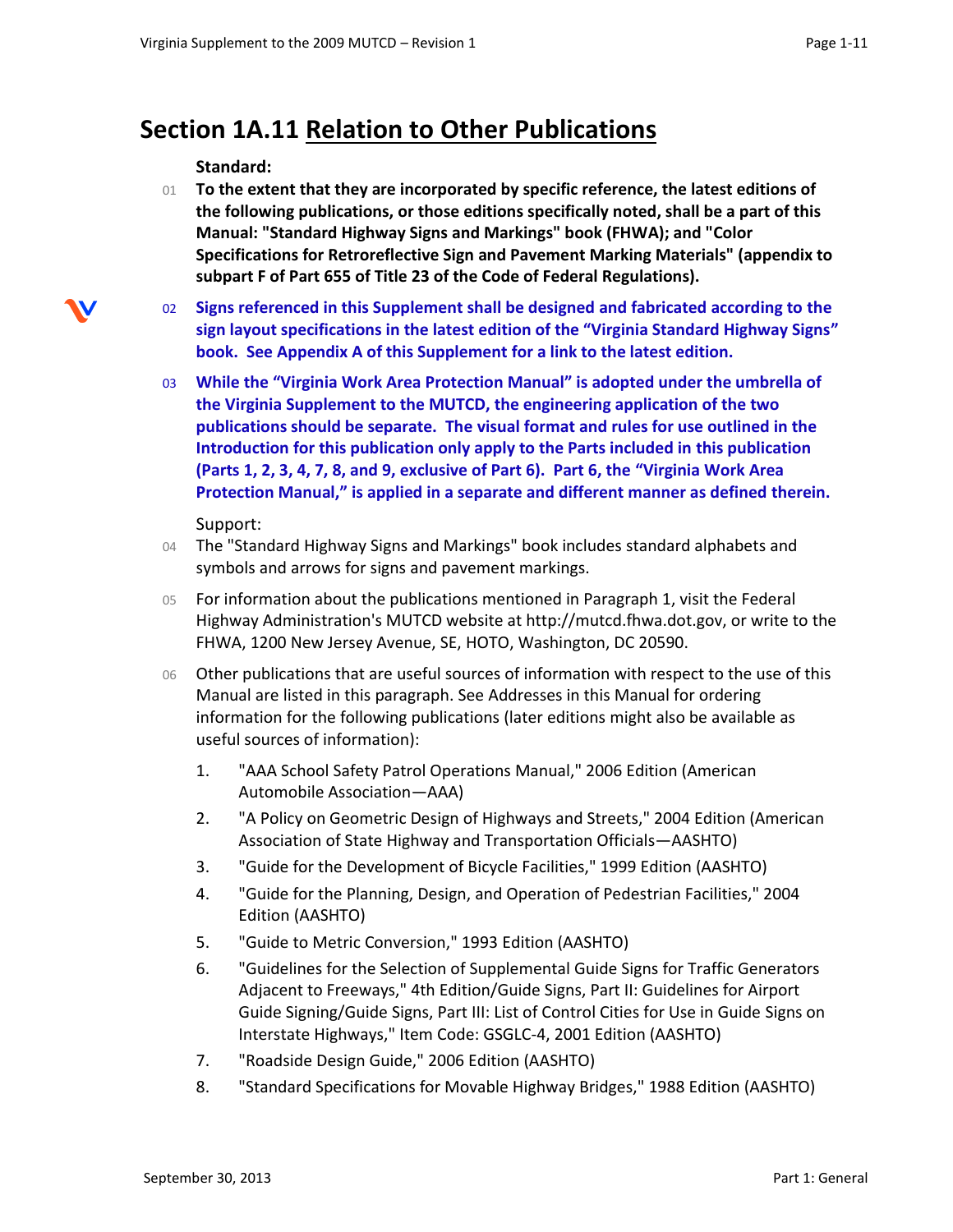## Section 1A.11 Relation to Other Publications

**Standard:**

01 **To the extent that they are incorporated by specific reference, the latest editions of the following publications, or those editions specifically noted, shall be a part of this Manual: "Standard Highway Signs and Markings" book (FHWA); and "Color Specifications for Retroreflective Sign and Pavement Marking Materials" (appendix to subpart F of Part 655 of Title 23 of the Code of Federal Regulations).**

02 **Signs referenced in this Supplement shall be designed and fabricated according to the sign layout specifications in the latest edition of the "Virginia Standard Highway Signs" book. See Appendix A of this Supplement for a link to the latest edition.**

03 **While the "Virginia Work Area Protection Manual" is adopted under the umbrella of the Virginia Supplement to the MUTCD, the engineering application of the two publications should be separate. The visual format and rules for use outlined in the Introduction for this publication only apply to the Parts included in this publication (Parts 1, 2, 3, 4, 7, 8, and 9, exclusive of Part 6). Part 6, the "Virginia Work Area Protection Manual," is applied in a separate and different manner as defined therein.**

Support:

04 The "Standard Highway Signs and Markings" book includes standard alphabets and symbols and arrows for signs and pavement markings.

05 For information about the publications mentioned in Paragraph 1, visit the Federal Highway Administration's MUTCD website at http://mutcd.fhwa.dot.gov, or write to the FHWA, 1200 New Jersey Avenue, SE, HOTO, Washington, DC 20590.

06 Other publications that are useful sources of information with respect to the use of this Manual are listed in this paragraph. See Addresses in this Manual for ordering information for the following publications (later editions might also be available as useful sources of information):

1. "AAA School Safety Patrol Operations Manual," 2006 Edition (American Automobile Association—AAA)
2. "A Policy on Geometric Design of Highways and Streets," 2004 Edition (American Association of State Highway and Transportation Officials—AASHTO)
3. "Guide for the Development of Bicycle Facilities," 1999 Edition (AASHTO)
4. "Guide for the Planning, Design, and Operation of Pedestrian Facilities," 2004 Edition (AASHTO)
5. "Guide to Metric Conversion," 1993 Edition (AASHTO)
6. "Guidelines for the Selection of Supplemental Guide Signs for Traffic Generators Adjacent to Freeways," 4th Edition/Guide Signs, Part II: Guidelines for Airport Guide Signing/Guide Signs, Part III: List of Control Cities for Use in Guide Signs on Interstate Highways," Item Code: GSGLC-4, 2001 Edition (AASHTO)
7. "Roadside Design Guide," 2006 Edition (AASHTO)
8. "Standard Specifications for Movable Highway Bridges," 1988 Edition (AASHTO)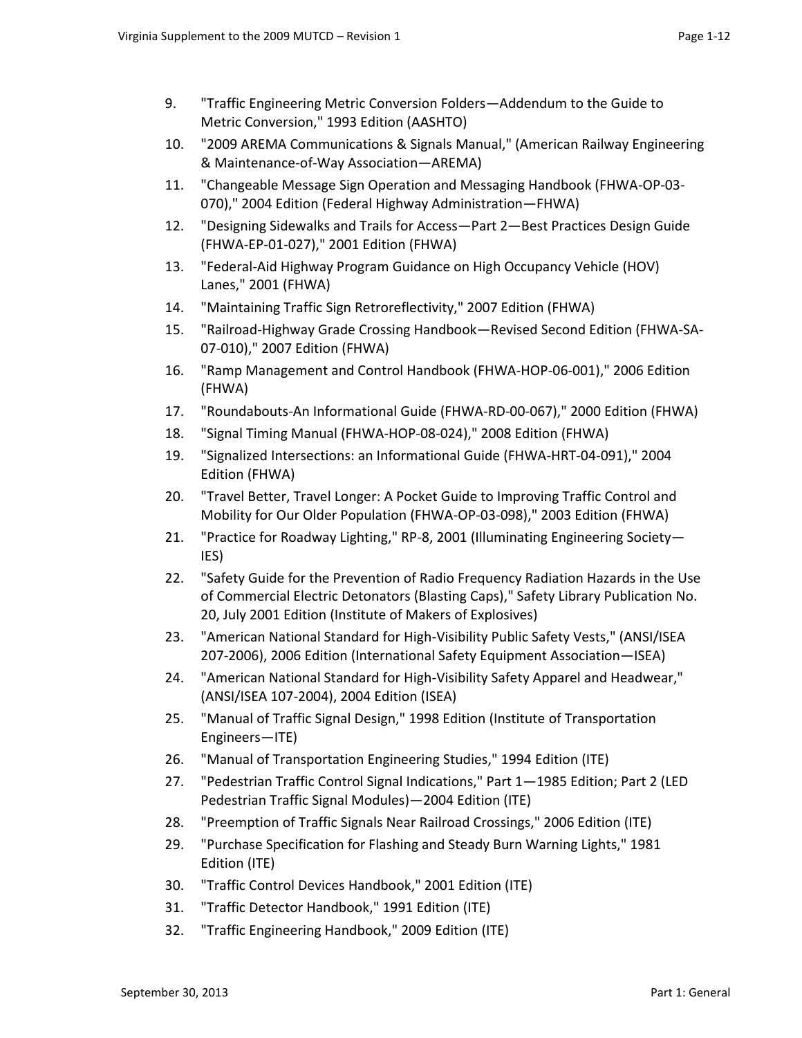9. "Traffic Engineering Metric Conversion Folders—Addendum to the Guide to Metric Conversion," 1993 Edition (AASHTO)
10. "2009 AREMA Communications & Signals Manual," (American Railway Engineering & Maintenance-of-Way Association—AREMA)
11. "Changeable Message Sign Operation and Messaging Handbook (FHWA-OP-03-070)," 2004 Edition (Federal Highway Administration—FHWA)
12. "Designing Sidewalks and Trails for Access—Part 2—Best Practices Design Guide (FHWA-EP-01-027)," 2001 Edition (FHWA)
13. "Federal-Aid Highway Program Guidance on High Occupancy Vehicle (HOV) Lanes," 2001 (FHWA)
14. "Maintaining Traffic Sign Retroreflectivity," 2007 Edition (FHWA)
15. "Railroad-Highway Grade Crossing Handbook—Revised Second Edition (FHWA-SA-07-010)," 2007 Edition (FHWA)
16. "Ramp Management and Control Handbook (FHWA-HOP-06-001)," 2006 Edition (FHWA)
17. "Roundabouts-An Informational Guide (FHWA-RD-00-067)," 2000 Edition (FHWA)
18. "Signal Timing Manual (FHWA-HOP-08-024)," 2008 Edition (FHWA)
19. "Signalized Intersections: an Informational Guide (FHWA-HRT-04-091)," 2004 Edition (FHWA)
20. "Travel Better, Travel Longer: A Pocket Guide to Improving Traffic Control and Mobility for Our Older Population (FHWA-OP-03-098)," 2003 Edition (FHWA)
21. "Practice for Roadway Lighting," RP-8, 2001 (Illuminating Engineering Society—IES)
22. "Safety Guide for the Prevention of Radio Frequency Radiation Hazards in the Use of Commercial Electric Detonators (Blasting Caps)," Safety Library Publication No. 20, July 2001 Edition (Institute of Makers of Explosives)
23. "American National Standard for High-Visibility Public Safety Vests," (ANSI/ISEA 207-2006), 2006 Edition (International Safety Equipment Association—ISEA)
24. "American National Standard for High-Visibility Safety Apparel and Headwear," (ANSI/ISEA 107-2004), 2004 Edition (ISEA)
25. "Manual of Traffic Signal Design," 1998 Edition (Institute of Transportation Engineers—ITE)
26. "Manual of Transportation Engineering Studies," 1994 Edition (ITE)
27. "Pedestrian Traffic Control Signal Indications," Part 1—1985 Edition; Part 2 (LED Pedestrian Traffic Signal Modules)—2004 Edition (ITE)
28. "Preemption of Traffic Signals Near Railroad Crossings," 2006 Edition (ITE)
29. "Purchase Specification for Flashing and Steady Burn Warning Lights," 1981 Edition (ITE)
30. "Traffic Control Devices Handbook," 2001 Edition (ITE)
31. "Traffic Detector Handbook," 1991 Edition (ITE)
32. "Traffic Engineering Handbook," 2009 Edition (ITE)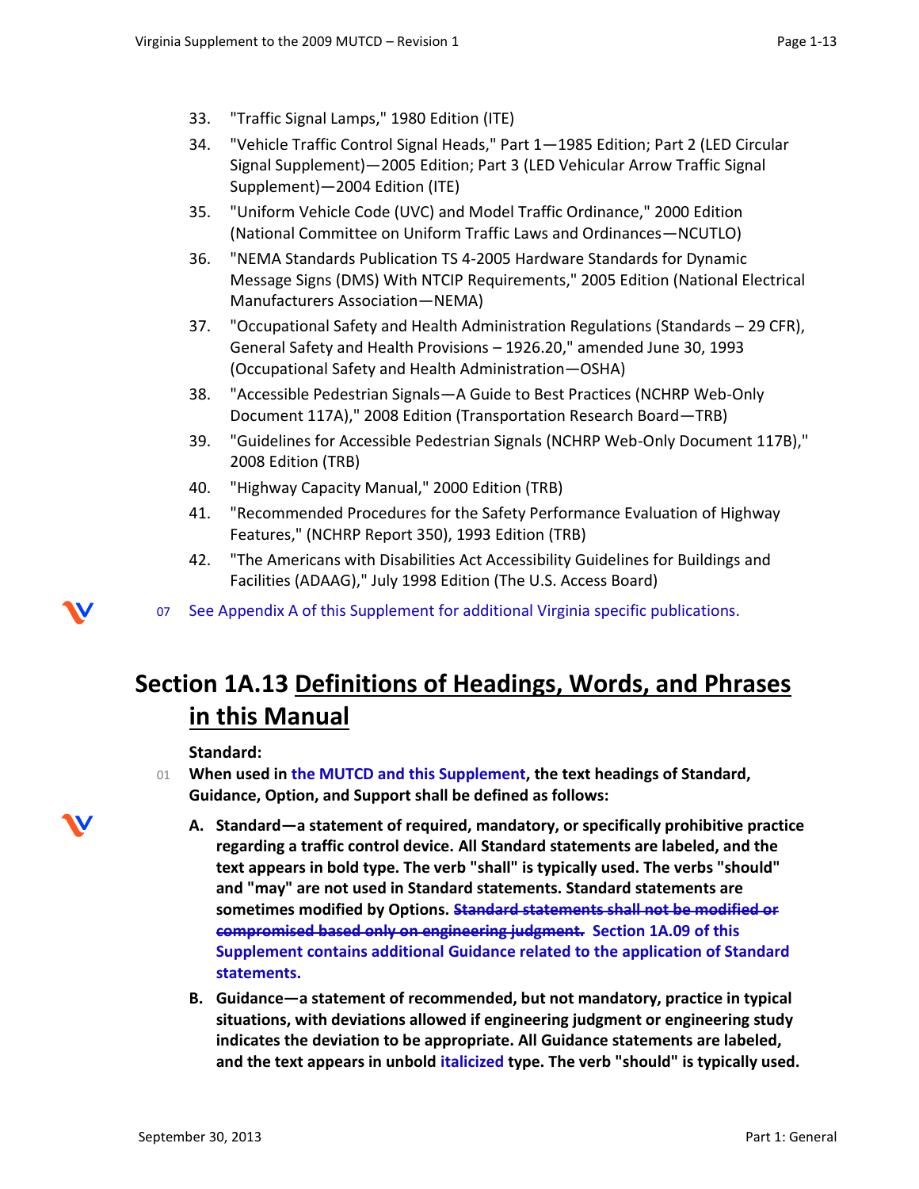33. "Traffic Signal Lamps," 1980 Edition (ITE)
34. "Vehicle Traffic Control Signal Heads," Part 1—1985 Edition; Part 2 (LED Circular Signal Supplement)—2005 Edition; Part 3 (LED Vehicular Arrow Traffic Signal Supplement)—2004 Edition (ITE)
35. "Uniform Vehicle Code (UVC) and Model Traffic Ordinance," 2000 Edition (National Committee on Uniform Traffic Laws and Ordinances—NCUTLO)
36. "NEMA Standards Publication TS 4-2005 Hardware Standards for Dynamic Message Signs (DMS) With NTCIP Requirements," 2005 Edition (National Electrical Manufacturers Association—NEMA)
37. "Occupational Safety and Health Administration Regulations (Standards – 29 CFR), General Safety and Health Provisions – 1926.20," amended June 30, 1993 (Occupational Safety and Health Administration—OSHA)
38. "Accessible Pedestrian Signals—A Guide to Best Practices (NCHRP Web-Only Document 117A)," 2008 Edition (Transportation Research Board—TRB)
39. "Guidelines for Accessible Pedestrian Signals (NCHRP Web-Only Document 117B)," 2008 Edition (TRB)
40. "Highway Capacity Manual," 2000 Edition (TRB)
41. "Recommended Procedures for the Safety Performance Evaluation of Highway Features," (NCHRP Report 350), 1993 Edition (TRB)
42. "The Americans with Disabilities Act Accessibility Guidelines for Buildings and Facilities (ADAAG)," July 1998 Edition (The U.S. Access Board)

07 See Appendix A of this Supplement for additional Virginia specific publications.

# Section 1A.13 Definitions of Headings, Words, and Phrases in this Manual

**Standard:**

01 **When used in the MUTCD and this Supplement, the text headings of Standard, Guidance, Option, and Support shall be defined as follows:**

**A. Standard—a statement of required, mandatory, or specifically prohibitive practice regarding a traffic control device. All Standard statements are labeled, and the text appears in bold type. The verb "shall" is typically used. The verbs "should" and "may" are not used in Standard statements. Standard statements are sometimes modified by Options. ~~Standard statements shall not be modified or compromised based only on engineering judgment.~~ Section 1A.09 of this Supplement contains additional Guidance related to the application of Standard statements.**

**B. Guidance—a statement of recommended, but not mandatory, practice in typical situations, with deviations allowed if engineering judgment or engineering study indicates the deviation to be appropriate. All Guidance statements are labeled, and the text appears in unbold italicized type. The verb "should" is typically used.**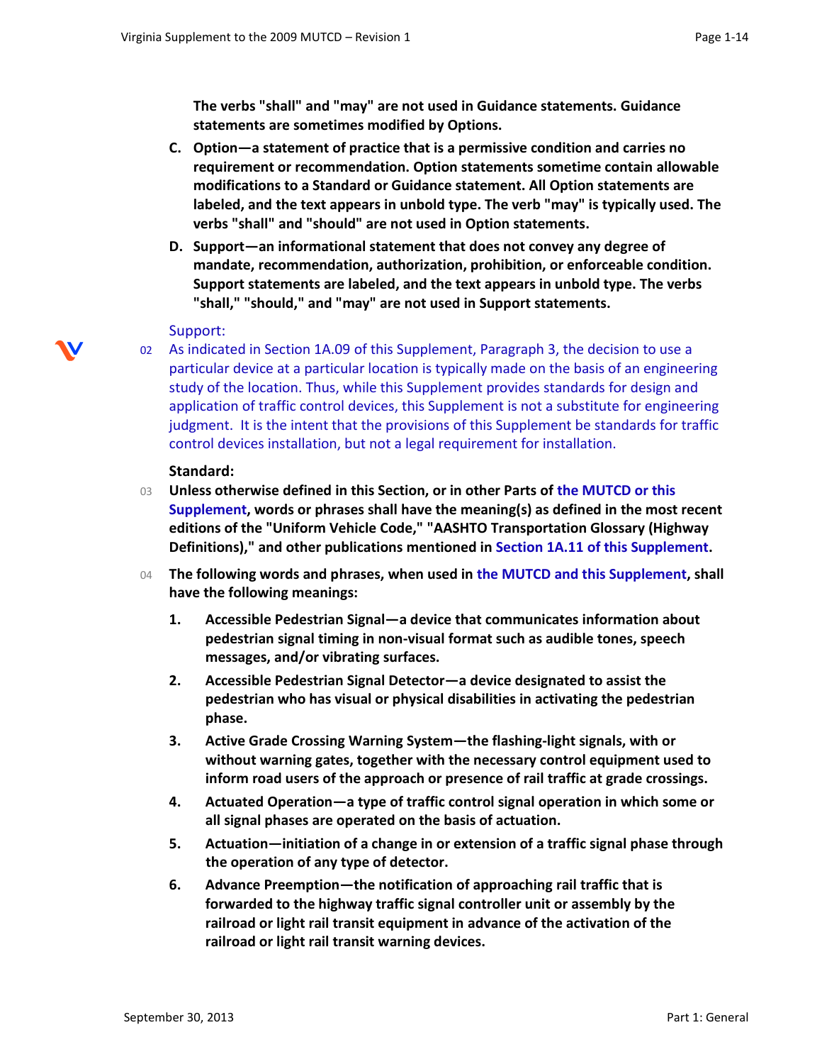**The verbs "shall" and "may" are not used in Guidance statements. Guidance statements are sometimes modified by Options.**

**C. Option—a statement of practice that is a permissive condition and carries no requirement or recommendation. Option statements sometime contain allowable modifications to a Standard or Guidance statement. All Option statements are labeled, and the text appears in unbold type. The verb "may" is typically used. The verbs "shall" and "should" are not used in Option statements.**

**D. Support—an informational statement that does not convey any degree of mandate, recommendation, authorization, prohibition, or enforceable condition. Support statements are labeled, and the text appears in unbold type. The verbs "shall," "should," and "may" are not used in Support statements.**

Support:

02 As indicated in Section 1A.09 of this Supplement, Paragraph 3, the decision to use a particular device at a particular location is typically made on the basis of an engineering study of the location. Thus, while this Supplement provides standards for design and application of traffic control devices, this Supplement is not a substitute for engineering judgment. It is the intent that the provisions of this Supplement be standards for traffic control devices installation, but not a legal requirement for installation.

**Standard:**

03 **Unless otherwise defined in this Section, or in other Parts of the MUTCD or this Supplement, words or phrases shall have the meaning(s) as defined in the most recent editions of the "Uniform Vehicle Code," "AASHTO Transportation Glossary (Highway Definitions)," and other publications mentioned in Section 1A.11 of this Supplement.**

04 **The following words and phrases, when used in the MUTCD and this Supplement, shall have the following meanings:**

1. **Accessible Pedestrian Signal—a device that communicates information about pedestrian signal timing in non-visual format such as audible tones, speech messages, and/or vibrating surfaces.**
2. **Accessible Pedestrian Signal Detector—a device designated to assist the pedestrian who has visual or physical disabilities in activating the pedestrian phase.**
3. **Active Grade Crossing Warning System—the flashing-light signals, with or without warning gates, together with the necessary control equipment used to inform road users of the approach or presence of rail traffic at grade crossings.**
4. **Actuated Operation—a type of traffic control signal operation in which some or all signal phases are operated on the basis of actuation.**
5. **Actuation—initiation of a change in or extension of a traffic signal phase through the operation of any type of detector.**
6. **Advance Preemption—the notification of approaching rail traffic that is forwarded to the highway traffic signal controller unit or assembly by the railroad or light rail transit equipment in advance of the activation of the railroad or light rail transit warning devices.**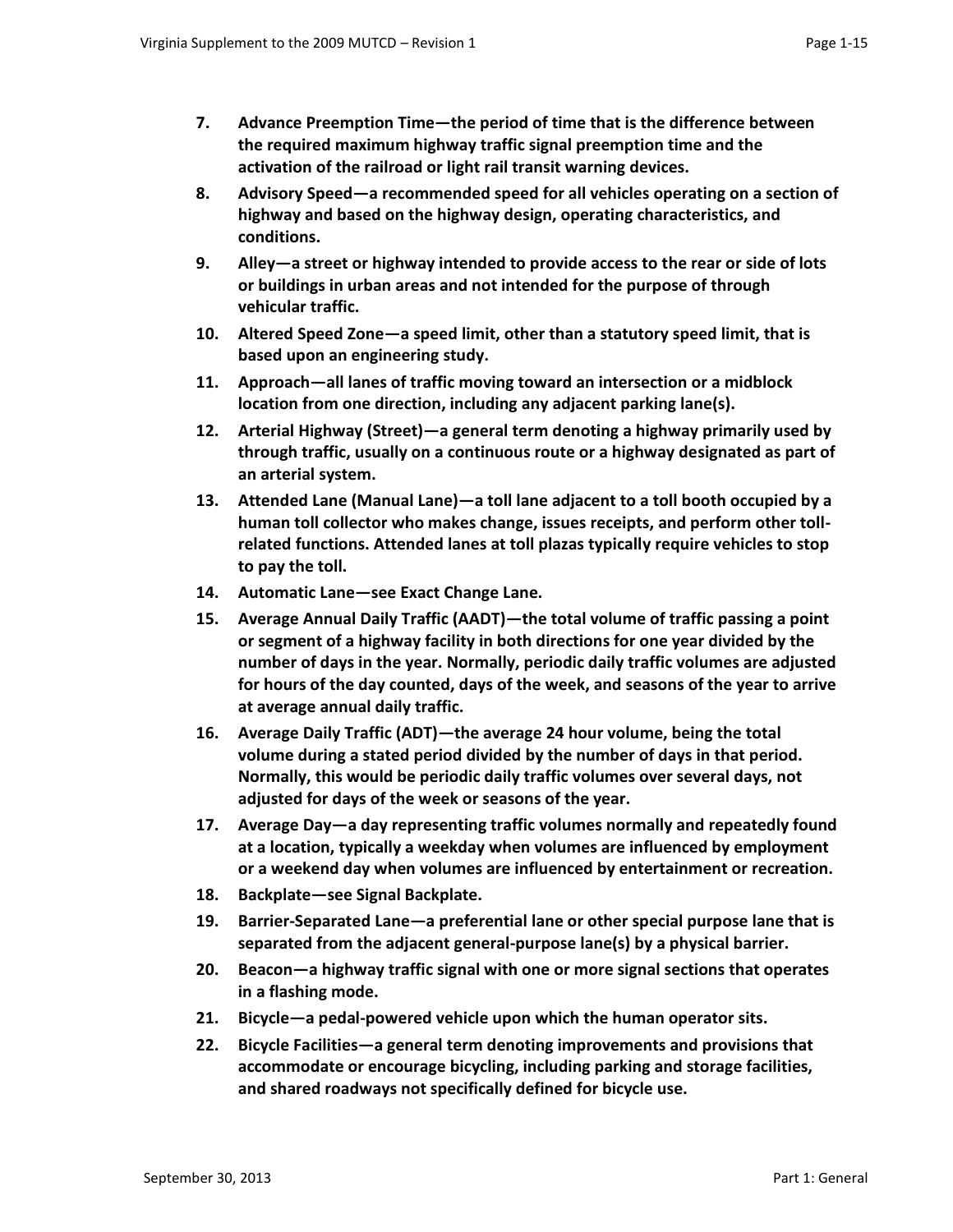7. **Advance Preemption Time—the period of time that is the difference between the required maximum highway traffic signal preemption time and the activation of the railroad or light rail transit warning devices.**

8. **Advisory Speed—a recommended speed for all vehicles operating on a section of highway and based on the highway design, operating characteristics, and conditions.**

9. **Alley—a street or highway intended to provide access to the rear or side of lots or buildings in urban areas and not intended for the purpose of through vehicular traffic.**

10. **Altered Speed Zone—a speed limit, other than a statutory speed limit, that is based upon an engineering study.**

11. **Approach—all lanes of traffic moving toward an intersection or a midblock location from one direction, including any adjacent parking lane(s).**

12. **Arterial Highway (Street)—a general term denoting a highway primarily used by through traffic, usually on a continuous route or a highway designated as part of an arterial system.**

13. **Attended Lane (Manual Lane)—a toll lane adjacent to a toll booth occupied by a human toll collector who makes change, issues receipts, and perform other toll-related functions. Attended lanes at toll plazas typically require vehicles to stop to pay the toll.**

14. **Automatic Lane—see Exact Change Lane.**

15. **Average Annual Daily Traffic (AADT)—the total volume of traffic passing a point or segment of a highway facility in both directions for one year divided by the number of days in the year. Normally, periodic daily traffic volumes are adjusted for hours of the day counted, days of the week, and seasons of the year to arrive at average annual daily traffic.**

16. **Average Daily Traffic (ADT)—the average 24 hour volume, being the total volume during a stated period divided by the number of days in that period. Normally, this would be periodic daily traffic volumes over several days, not adjusted for days of the week or seasons of the year.**

17. **Average Day—a day representing traffic volumes normally and repeatedly found at a location, typically a weekday when volumes are influenced by employment or a weekend day when volumes are influenced by entertainment or recreation.**

18. **Backplate—see Signal Backplate.**

19. **Barrier-Separated Lane—a preferential lane or other special purpose lane that is separated from the adjacent general-purpose lane(s) by a physical barrier.**

20. **Beacon—a highway traffic signal with one or more signal sections that operates in a flashing mode.**

21. **Bicycle—a pedal-powered vehicle upon which the human operator sits.**

22. **Bicycle Facilities—a general term denoting improvements and provisions that accommodate or encourage bicycling, including parking and storage facilities, and shared roadways not specifically defined for bicycle use.**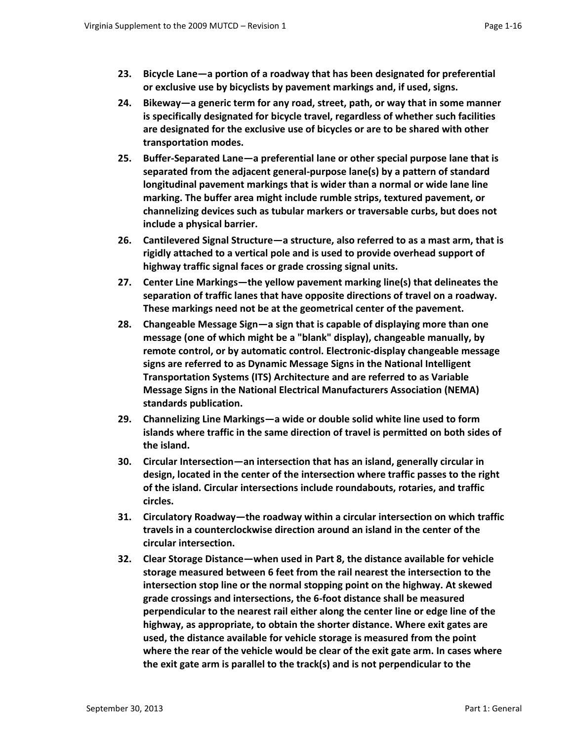**23. Bicycle Lane—a portion of a roadway that has been designated for preferential or exclusive use by bicyclists by pavement markings and, if used, signs.**

**24. Bikeway—a generic term for any road, street, path, or way that in some manner is specifically designated for bicycle travel, regardless of whether such facilities are designated for the exclusive use of bicycles or are to be shared with other transportation modes.**

**25. Buffer-Separated Lane—a preferential lane or other special purpose lane that is separated from the adjacent general-purpose lane(s) by a pattern of standard longitudinal pavement markings that is wider than a normal or wide lane line marking. The buffer area might include rumble strips, textured pavement, or channelizing devices such as tubular markers or traversable curbs, but does not include a physical barrier.**

**26. Cantilevered Signal Structure—a structure, also referred to as a mast arm, that is rigidly attached to a vertical pole and is used to provide overhead support of highway traffic signal faces or grade crossing signal units.**

**27. Center Line Markings—the yellow pavement marking line(s) that delineates the separation of traffic lanes that have opposite directions of travel on a roadway. These markings need not be at the geometrical center of the pavement.**

**28. Changeable Message Sign—a sign that is capable of displaying more than one message (one of which might be a "blank" display), changeable manually, by remote control, or by automatic control. Electronic-display changeable message signs are referred to as Dynamic Message Signs in the National Intelligent Transportation Systems (ITS) Architecture and are referred to as Variable Message Signs in the National Electrical Manufacturers Association (NEMA) standards publication.**

**29. Channelizing Line Markings—a wide or double solid white line used to form islands where traffic in the same direction of travel is permitted on both sides of the island.**

**30. Circular Intersection—an intersection that has an island, generally circular in design, located in the center of the intersection where traffic passes to the right of the island. Circular intersections include roundabouts, rotaries, and traffic circles.**

**31. Circulatory Roadway—the roadway within a circular intersection on which traffic travels in a counterclockwise direction around an island in the center of the circular intersection.**

**32. Clear Storage Distance—when used in Part 8, the distance available for vehicle storage measured between 6 feet from the rail nearest the intersection to the intersection stop line or the normal stopping point on the highway. At skewed grade crossings and intersections, the 6-foot distance shall be measured perpendicular to the nearest rail either along the center line or edge line of the highway, as appropriate, to obtain the shorter distance. Where exit gates are used, the distance available for vehicle storage is measured from the point where the rear of the vehicle would be clear of the exit gate arm. In cases where the exit gate arm is parallel to the track(s) and is not perpendicular to the**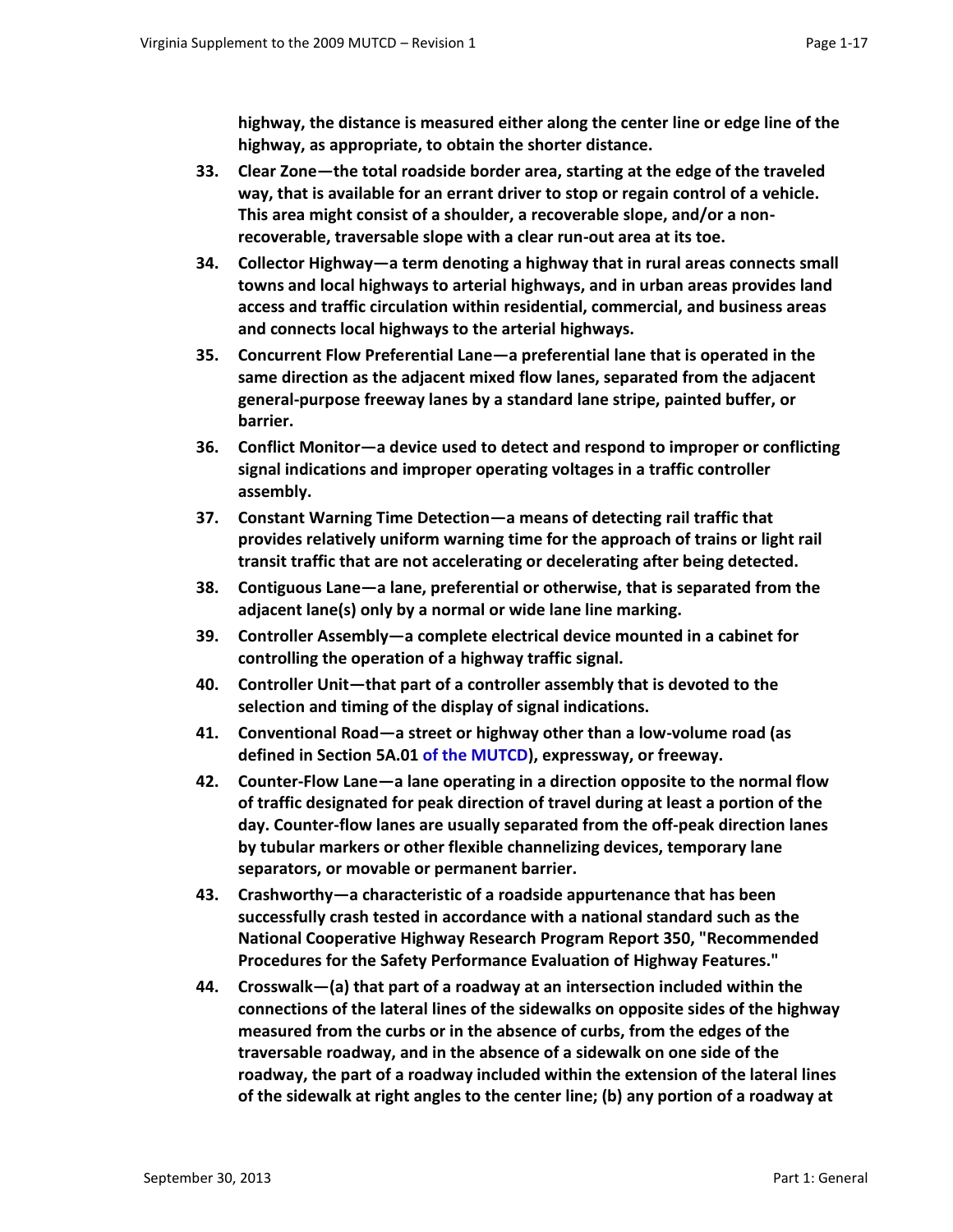**highway, the distance is measured either along the center line or edge line of the highway, as appropriate, to obtain the shorter distance.**

33. **Clear Zone—the total roadside border area, starting at the edge of the traveled way, that is available for an errant driver to stop or regain control of a vehicle. This area might consist of a shoulder, a recoverable slope, and/or a non-recoverable, traversable slope with a clear run-out area at its toe.**
34. **Collector Highway—a term denoting a highway that in rural areas connects small towns and local highways to arterial highways, and in urban areas provides land access and traffic circulation within residential, commercial, and business areas and connects local highways to the arterial highways.**
35. **Concurrent Flow Preferential Lane—a preferential lane that is operated in the same direction as the adjacent mixed flow lanes, separated from the adjacent general-purpose freeway lanes by a standard lane stripe, painted buffer, or barrier.**
36. **Conflict Monitor—a device used to detect and respond to improper or conflicting signal indications and improper operating voltages in a traffic controller assembly.**
37. **Constant Warning Time Detection—a means of detecting rail traffic that provides relatively uniform warning time for the approach of trains or light rail transit traffic that are not accelerating or decelerating after being detected.**
38. **Contiguous Lane—a lane, preferential or otherwise, that is separated from the adjacent lane(s) only by a normal or wide lane line marking.**
39. **Controller Assembly—a complete electrical device mounted in a cabinet for controlling the operation of a highway traffic signal.**
40. **Controller Unit—that part of a controller assembly that is devoted to the selection and timing of the display of signal indications.**
41. **Conventional Road—a street or highway other than a low-volume road (as defined in Section 5A.01 of the MUTCD), expressway, or freeway.**
42. **Counter-Flow Lane—a lane operating in a direction opposite to the normal flow of traffic designated for peak direction of travel during at least a portion of the day. Counter-flow lanes are usually separated from the off-peak direction lanes by tubular markers or other flexible channelizing devices, temporary lane separators, or movable or permanent barrier.**
43. **Crashworthy—a characteristic of a roadside appurtenance that has been successfully crash tested in accordance with a national standard such as the National Cooperative Highway Research Program Report 350, "Recommended Procedures for the Safety Performance Evaluation of Highway Features."**
44. **Crosswalk—(a) that part of a roadway at an intersection included within the connections of the lateral lines of the sidewalks on opposite sides of the highway measured from the curbs or in the absence of curbs, from the edges of the traversable roadway, and in the absence of a sidewalk on one side of the roadway, the part of a roadway included within the extension of the lateral lines of the sidewalk at right angles to the center line; (b) any portion of a roadway at**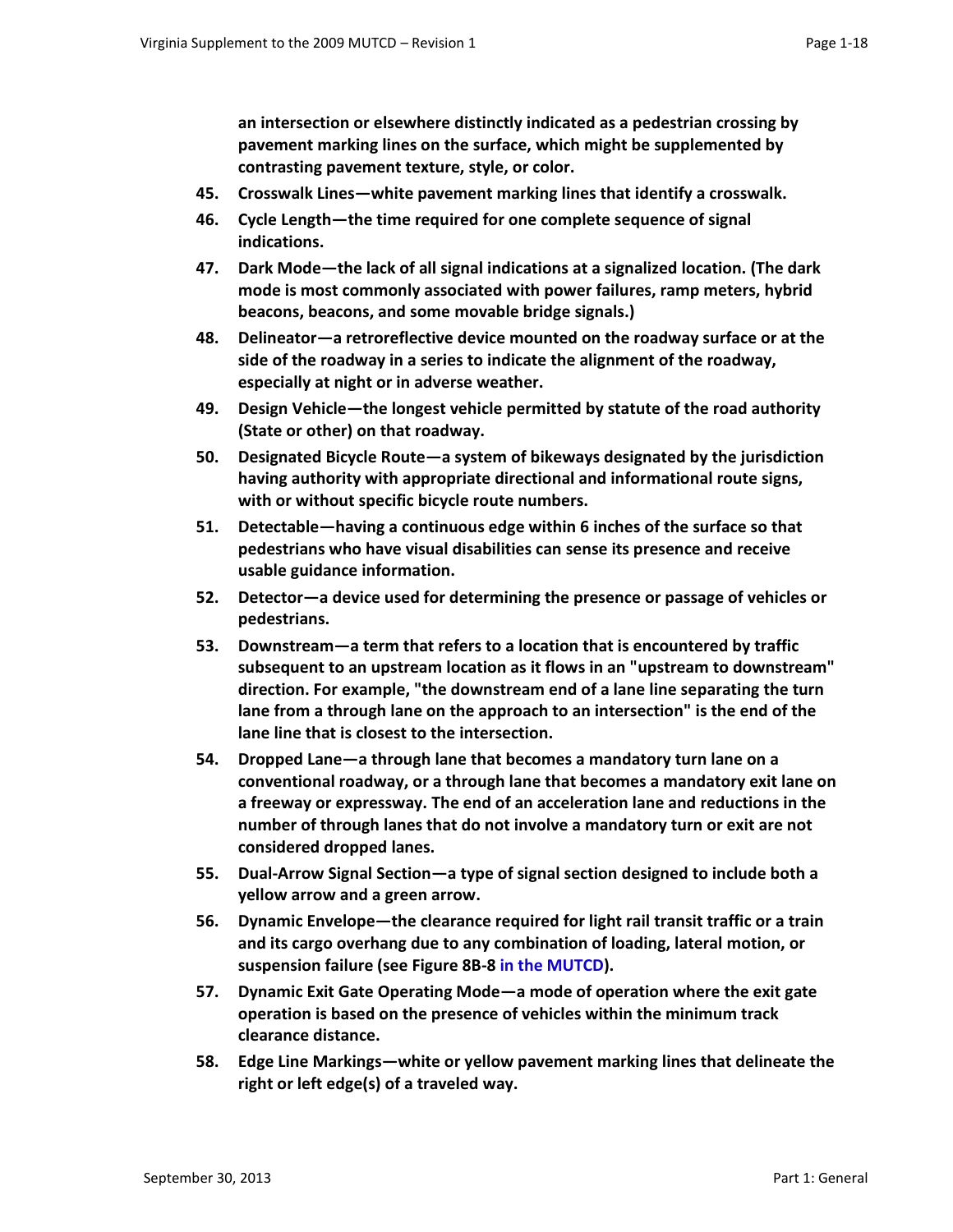**an intersection or elsewhere distinctly indicated as a pedestrian crossing by pavement marking lines on the surface, which might be supplemented by contrasting pavement texture, style, or color.**

45. **Crosswalk Lines—white pavement marking lines that identify a crosswalk.**
46. **Cycle Length—the time required for one complete sequence of signal indications.**
47. **Dark Mode—the lack of all signal indications at a signalized location. (The dark mode is most commonly associated with power failures, ramp meters, hybrid beacons, beacons, and some movable bridge signals.)**
48. **Delineator—a retroreflective device mounted on the roadway surface or at the side of the roadway in a series to indicate the alignment of the roadway, especially at night or in adverse weather.**
49. **Design Vehicle—the longest vehicle permitted by statute of the road authority (State or other) on that roadway.**
50. **Designated Bicycle Route—a system of bikeways designated by the jurisdiction having authority with appropriate directional and informational route signs, with or without specific bicycle route numbers.**
51. **Detectable—having a continuous edge within 6 inches of the surface so that pedestrians who have visual disabilities can sense its presence and receive usable guidance information.**
52. **Detector—a device used for determining the presence or passage of vehicles or pedestrians.**
53. **Downstream—a term that refers to a location that is encountered by traffic subsequent to an upstream location as it flows in an "upstream to downstream" direction. For example, "the downstream end of a lane line separating the turn lane from a through lane on the approach to an intersection" is the end of the lane line that is closest to the intersection.**
54. **Dropped Lane—a through lane that becomes a mandatory turn lane on a conventional roadway, or a through lane that becomes a mandatory exit lane on a freeway or expressway. The end of an acceleration lane and reductions in the number of through lanes that do not involve a mandatory turn or exit are not considered dropped lanes.**
55. **Dual-Arrow Signal Section—a type of signal section designed to include both a yellow arrow and a green arrow.**
56. **Dynamic Envelope—the clearance required for light rail transit traffic or a train and its cargo overhang due to any combination of loading, lateral motion, or suspension failure (see Figure 8B-8 in the MUTCD).**
57. **Dynamic Exit Gate Operating Mode—a mode of operation where the exit gate operation is based on the presence of vehicles within the minimum track clearance distance.**
58. **Edge Line Markings—white or yellow pavement marking lines that delineate the right or left edge(s) of a traveled way.**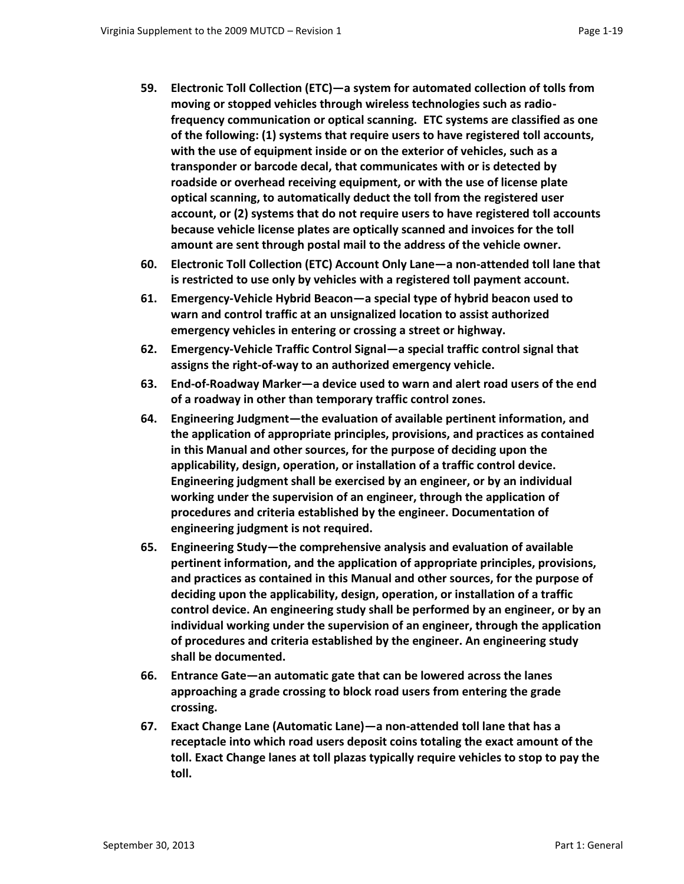59. **Electronic Toll Collection (ETC)—a system for automated collection of tolls from moving or stopped vehicles through wireless technologies such as radio-frequency communication or optical scanning. ETC systems are classified as one of the following: (1) systems that require users to have registered toll accounts, with the use of equipment inside or on the exterior of vehicles, such as a transponder or barcode decal, that communicates with or is detected by roadside or overhead receiving equipment, or with the use of license plate optical scanning, to automatically deduct the toll from the registered user account, or (2) systems that do not require users to have registered toll accounts because vehicle license plates are optically scanned and invoices for the toll amount are sent through postal mail to the address of the vehicle owner.**
60. **Electronic Toll Collection (ETC) Account Only Lane—a non-attended toll lane that is restricted to use only by vehicles with a registered toll payment account.**
61. **Emergency-Vehicle Hybrid Beacon—a special type of hybrid beacon used to warn and control traffic at an unsignalized location to assist authorized emergency vehicles in entering or crossing a street or highway.**
62. **Emergency-Vehicle Traffic Control Signal—a special traffic control signal that assigns the right-of-way to an authorized emergency vehicle.**
63. **End-of-Roadway Marker—a device used to warn and alert road users of the end of a roadway in other than temporary traffic control zones.**
64. **Engineering Judgment—the evaluation of available pertinent information, and the application of appropriate principles, provisions, and practices as contained in this Manual and other sources, for the purpose of deciding upon the applicability, design, operation, or installation of a traffic control device. Engineering judgment shall be exercised by an engineer, or by an individual working under the supervision of an engineer, through the application of procedures and criteria established by the engineer. Documentation of engineering judgment is not required.**
65. **Engineering Study—the comprehensive analysis and evaluation of available pertinent information, and the application of appropriate principles, provisions, and practices as contained in this Manual and other sources, for the purpose of deciding upon the applicability, design, operation, or installation of a traffic control device. An engineering study shall be performed by an engineer, or by an individual working under the supervision of an engineer, through the application of procedures and criteria established by the engineer. An engineering study shall be documented.**
66. **Entrance Gate—an automatic gate that can be lowered across the lanes approaching a grade crossing to block road users from entering the grade crossing.**
67. **Exact Change Lane (Automatic Lane)—a non-attended toll lane that has a receptacle into which road users deposit coins totaling the exact amount of the toll. Exact Change lanes at toll plazas typically require vehicles to stop to pay the toll.**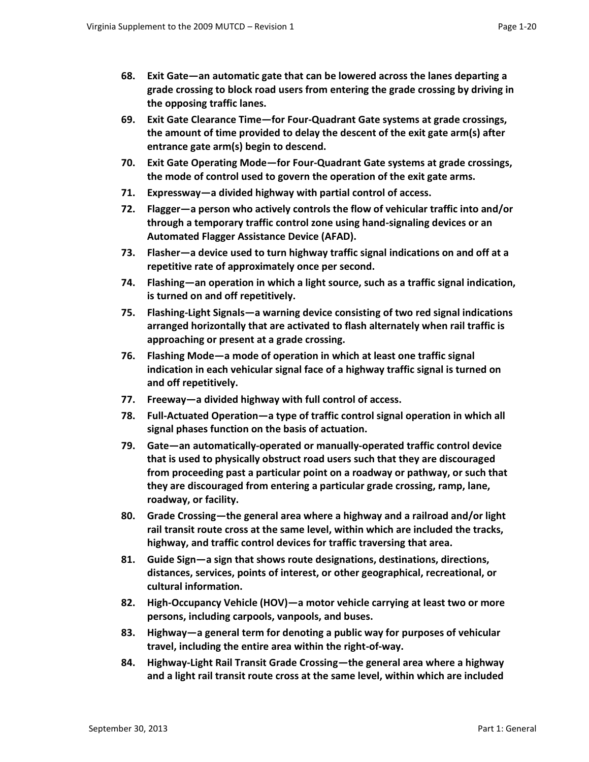68. **Exit Gate—an automatic gate that can be lowered across the lanes departing a grade crossing to block road users from entering the grade crossing by driving in the opposing traffic lanes.**
69. **Exit Gate Clearance Time—for Four-Quadrant Gate systems at grade crossings, the amount of time provided to delay the descent of the exit gate arm(s) after entrance gate arm(s) begin to descend.**
70. **Exit Gate Operating Mode—for Four-Quadrant Gate systems at grade crossings, the mode of control used to govern the operation of the exit gate arms.**
71. **Expressway—a divided highway with partial control of access.**
72. **Flagger—a person who actively controls the flow of vehicular traffic into and/or through a temporary traffic control zone using hand-signaling devices or an Automated Flagger Assistance Device (AFAD).**
73. **Flasher—a device used to turn highway traffic signal indications on and off at a repetitive rate of approximately once per second.**
74. **Flashing—an operation in which a light source, such as a traffic signal indication, is turned on and off repetitively.**
75. **Flashing-Light Signals—a warning device consisting of two red signal indications arranged horizontally that are activated to flash alternately when rail traffic is approaching or present at a grade crossing.**
76. **Flashing Mode—a mode of operation in which at least one traffic signal indication in each vehicular signal face of a highway traffic signal is turned on and off repetitively.**
77. **Freeway—a divided highway with full control of access.**
78. **Full-Actuated Operation—a type of traffic control signal operation in which all signal phases function on the basis of actuation.**
79. **Gate—an automatically-operated or manually-operated traffic control device that is used to physically obstruct road users such that they are discouraged from proceeding past a particular point on a roadway or pathway, or such that they are discouraged from entering a particular grade crossing, ramp, lane, roadway, or facility.**
80. **Grade Crossing—the general area where a highway and a railroad and/or light rail transit route cross at the same level, within which are included the tracks, highway, and traffic control devices for traffic traversing that area.**
81. **Guide Sign—a sign that shows route designations, destinations, directions, distances, services, points of interest, or other geographical, recreational, or cultural information.**
82. **High-Occupancy Vehicle (HOV)—a motor vehicle carrying at least two or more persons, including carpools, vanpools, and buses.**
83. **Highway—a general term for denoting a public way for purposes of vehicular travel, including the entire area within the right-of-way.**
84. **Highway-Light Rail Transit Grade Crossing—the general area where a highway and a light rail transit route cross at the same level, within which are included**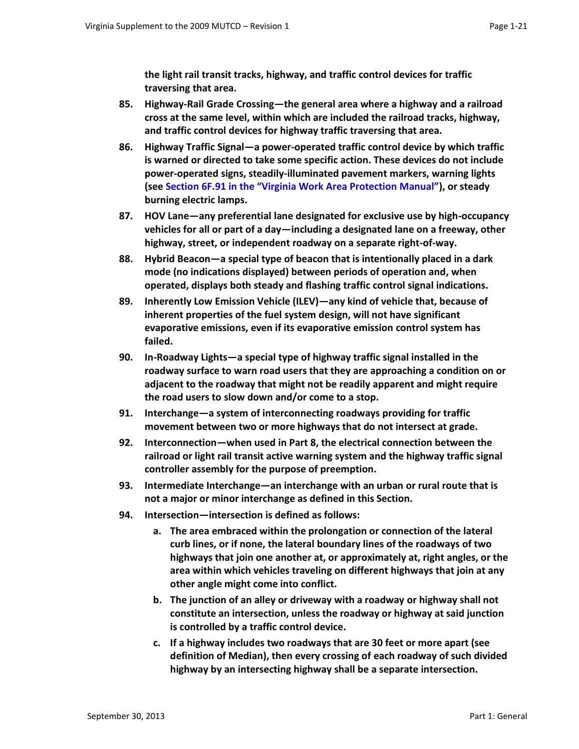**the light rail transit tracks, highway, and traffic control devices for traffic traversing that area.**

85. **Highway-Rail Grade Crossing—the general area where a highway and a railroad cross at the same level, within which are included the railroad tracks, highway, and traffic control devices for highway traffic traversing that area.**
86. **Highway Traffic Signal—a power-operated traffic control device by which traffic is warned or directed to take some specific action. These devices do not include power-operated signs, steadily-illuminated pavement markers, warning lights (see Section 6F.91 in the "Virginia Work Area Protection Manual"), or steady burning electric lamps.**
87. **HOV Lane—any preferential lane designated for exclusive use by high-occupancy vehicles for all or part of a day—including a designated lane on a freeway, other highway, street, or independent roadway on a separate right-of-way.**
88. **Hybrid Beacon—a special type of beacon that is intentionally placed in a dark mode (no indications displayed) between periods of operation and, when operated, displays both steady and flashing traffic control signal indications.**
89. **Inherently Low Emission Vehicle (ILEV)—any kind of vehicle that, because of inherent properties of the fuel system design, will not have significant evaporative emissions, even if its evaporative emission control system has failed.**
90. **In-Roadway Lights—a special type of highway traffic signal installed in the roadway surface to warn road users that they are approaching a condition on or adjacent to the roadway that might not be readily apparent and might require the road users to slow down and/or come to a stop.**
91. **Interchange—a system of interconnecting roadways providing for traffic movement between two or more highways that do not intersect at grade.**
92. **Interconnection—when used in Part 8, the electrical connection between the railroad or light rail transit active warning system and the highway traffic signal controller assembly for the purpose of preemption.**
93. **Intermediate Interchange—an interchange with an urban or rural route that is not a major or minor interchange as defined in this Section.**
94. **Intersection—intersection is defined as follows:**
    a. **The area embraced within the prolongation or connection of the lateral curb lines, or if none, the lateral boundary lines of the roadways of two highways that join one another at, or approximately at, right angles, or the area within which vehicles traveling on different highways that join at any other angle might come into conflict.**
    b. **The junction of an alley or driveway with a roadway or highway shall not constitute an intersection, unless the roadway or highway at said junction is controlled by a traffic control device.**
    c. **If a highway includes two roadways that are 30 feet or more apart (see definition of Median), then every crossing of each roadway of such divided highway by an intersecting highway shall be a separate intersection.**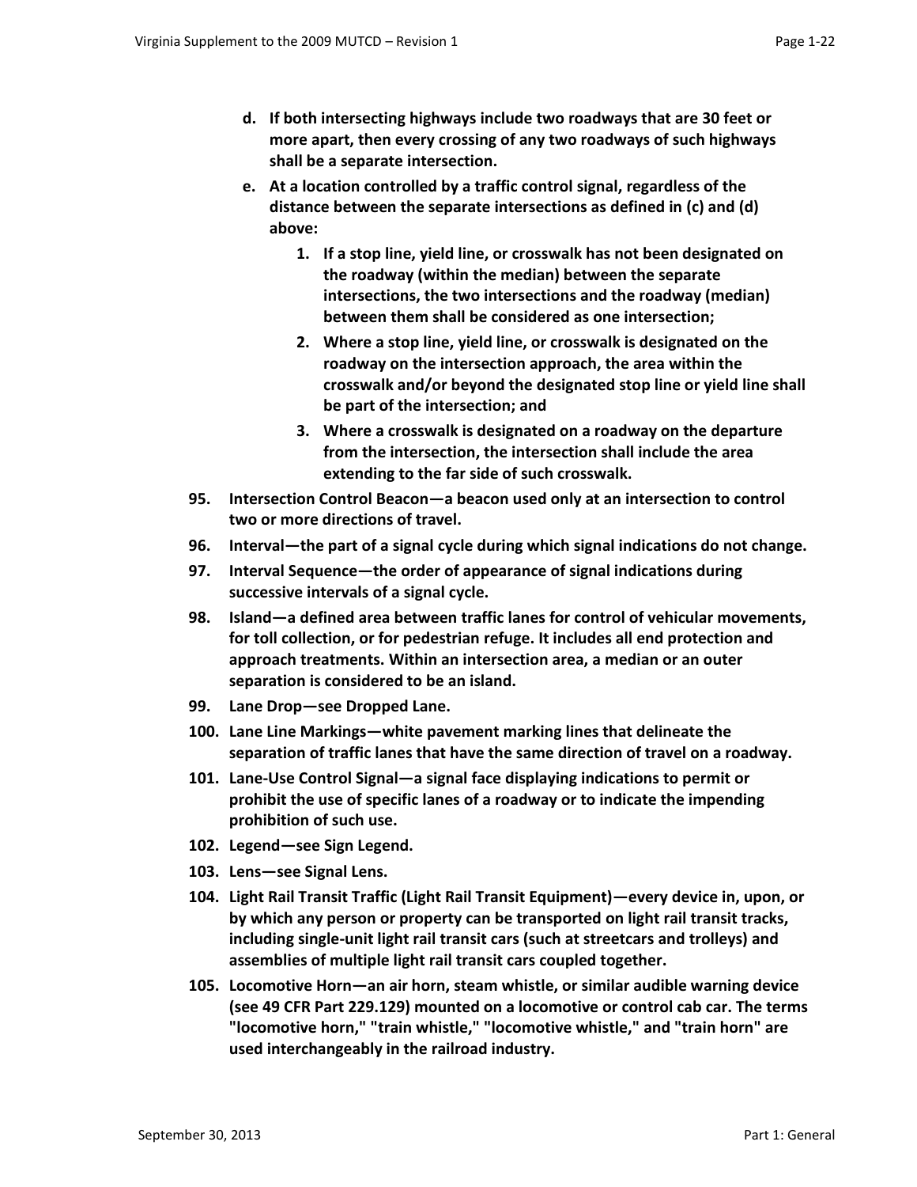**d. If both intersecting highways include two roadways that are 30 feet or more apart, then every crossing of any two roadways of such highways shall be a separate intersection.**

**e. At a location controlled by a traffic control signal, regardless of the distance between the separate intersections as defined in (c) and (d) above:**

  **1. If a stop line, yield line, or crosswalk has not been designated on the roadway (within the median) between the separate intersections, the two intersections and the roadway (median) between them shall be considered as one intersection;**

  **2. Where a stop line, yield line, or crosswalk is designated on the roadway on the intersection approach, the area within the crosswalk and/or beyond the designated stop line or yield line shall be part of the intersection; and**

  **3. Where a crosswalk is designated on a roadway on the departure from the intersection, the intersection shall include the area extending to the far side of such crosswalk.**

**95. Intersection Control Beacon—a beacon used only at an intersection to control two or more directions of travel.**

**96. Interval—the part of a signal cycle during which signal indications do not change.**

**97. Interval Sequence—the order of appearance of signal indications during successive intervals of a signal cycle.**

**98. Island—a defined area between traffic lanes for control of vehicular movements, for toll collection, or for pedestrian refuge. It includes all end protection and approach treatments. Within an intersection area, a median or an outer separation is considered to be an island.**

**99. Lane Drop—see Dropped Lane.**

**100. Lane Line Markings—white pavement marking lines that delineate the separation of traffic lanes that have the same direction of travel on a roadway.**

**101. Lane-Use Control Signal—a signal face displaying indications to permit or prohibit the use of specific lanes of a roadway or to indicate the impending prohibition of such use.**

**102. Legend—see Sign Legend.**

**103. Lens—see Signal Lens.**

**104. Light Rail Transit Traffic (Light Rail Transit Equipment)—every device in, upon, or by which any person or property can be transported on light rail transit tracks, including single-unit light rail transit cars (such at streetcars and trolleys) and assemblies of multiple light rail transit cars coupled together.**

**105. Locomotive Horn—an air horn, steam whistle, or similar audible warning device (see 49 CFR Part 229.129) mounted on a locomotive or control cab car. The terms "locomotive horn," "train whistle," "locomotive whistle," and "train horn" are used interchangeably in the railroad industry.**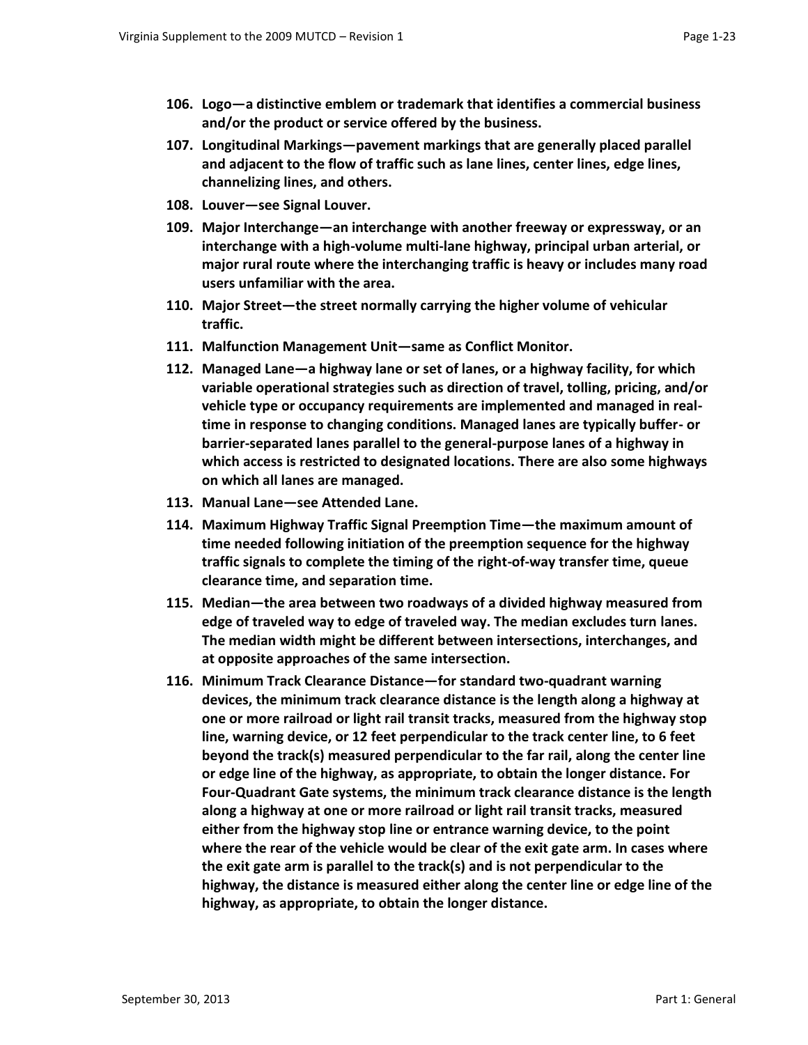106. **Logo—a distinctive emblem or trademark that identifies a commercial business and/or the product or service offered by the business.**
107. **Longitudinal Markings—pavement markings that are generally placed parallel and adjacent to the flow of traffic such as lane lines, center lines, edge lines, channelizing lines, and others.**
108. **Louver—see Signal Louver.**
109. **Major Interchange—an interchange with another freeway or expressway, or an interchange with a high-volume multi-lane highway, principal urban arterial, or major rural route where the interchanging traffic is heavy or includes many road users unfamiliar with the area.**
110. **Major Street—the street normally carrying the higher volume of vehicular traffic.**
111. **Malfunction Management Unit—same as Conflict Monitor.**
112. **Managed Lane—a highway lane or set of lanes, or a highway facility, for which variable operational strategies such as direction of travel, tolling, pricing, and/or vehicle type or occupancy requirements are implemented and managed in real-time in response to changing conditions. Managed lanes are typically buffer- or barrier-separated lanes parallel to the general-purpose lanes of a highway in which access is restricted to designated locations. There are also some highways on which all lanes are managed.**
113. **Manual Lane—see Attended Lane.**
114. **Maximum Highway Traffic Signal Preemption Time—the maximum amount of time needed following initiation of the preemption sequence for the highway traffic signals to complete the timing of the right-of-way transfer time, queue clearance time, and separation time.**
115. **Median—the area between two roadways of a divided highway measured from edge of traveled way to edge of traveled way. The median excludes turn lanes. The median width might be different between intersections, interchanges, and at opposite approaches of the same intersection.**
116. **Minimum Track Clearance Distance—for standard two-quadrant warning devices, the minimum track clearance distance is the length along a highway at one or more railroad or light rail transit tracks, measured from the highway stop line, warning device, or 12 feet perpendicular to the track center line, to 6 feet beyond the track(s) measured perpendicular to the far rail, along the center line or edge line of the highway, as appropriate, to obtain the longer distance. For Four-Quadrant Gate systems, the minimum track clearance distance is the length along a highway at one or more railroad or light rail transit tracks, measured either from the highway stop line or entrance warning device, to the point where the rear of the vehicle would be clear of the exit gate arm. In cases where the exit gate arm is parallel to the track(s) and is not perpendicular to the highway, the distance is measured either along the center line or edge line of the highway, as appropriate, to obtain the longer distance.**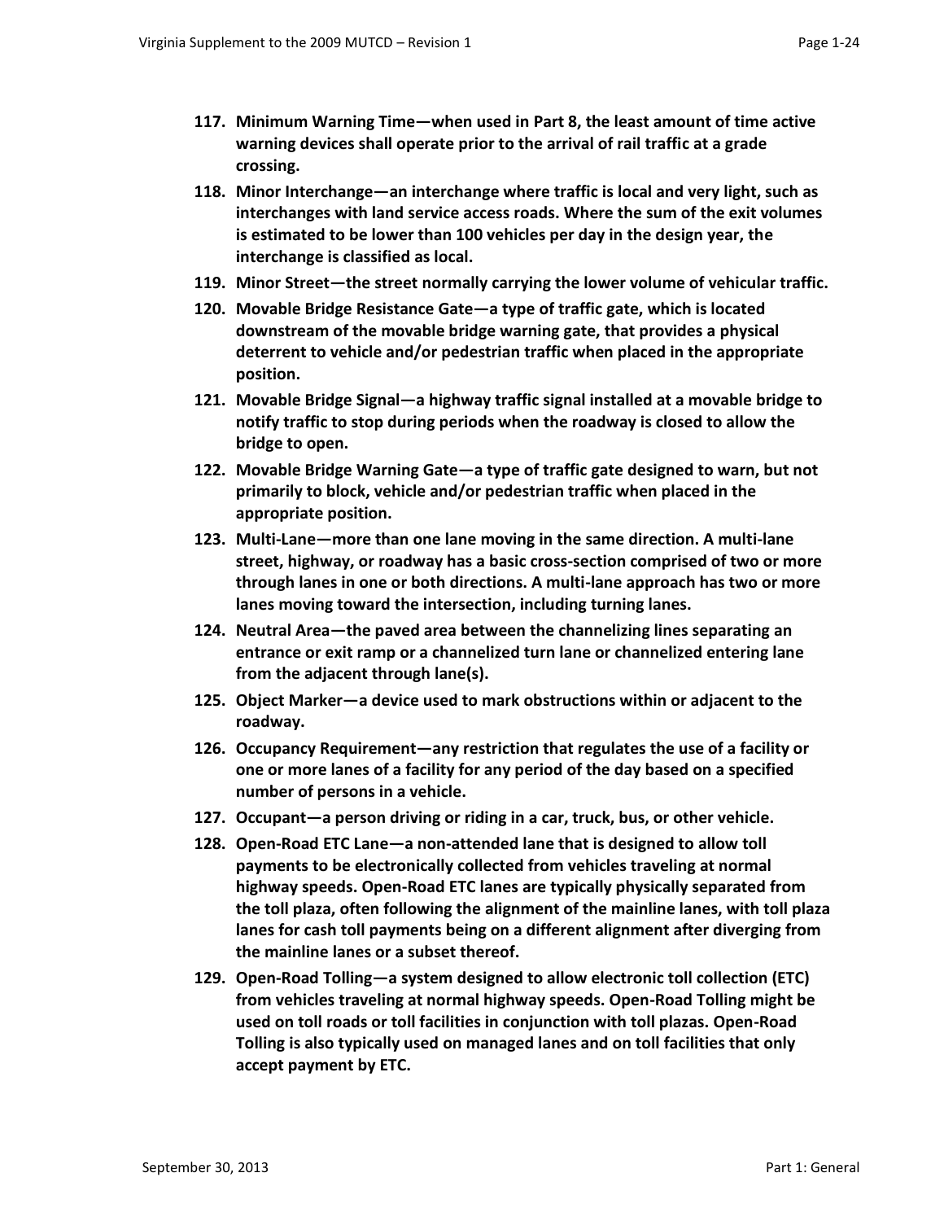117. **Minimum Warning Time—when used in Part 8, the least amount of time active warning devices shall operate prior to the arrival of rail traffic at a grade crossing.**
118. **Minor Interchange—an interchange where traffic is local and very light, such as interchanges with land service access roads. Where the sum of the exit volumes is estimated to be lower than 100 vehicles per day in the design year, the interchange is classified as local.**
119. **Minor Street—the street normally carrying the lower volume of vehicular traffic.**
120. **Movable Bridge Resistance Gate—a type of traffic gate, which is located downstream of the movable bridge warning gate, that provides a physical deterrent to vehicle and/or pedestrian traffic when placed in the appropriate position.**
121. **Movable Bridge Signal—a highway traffic signal installed at a movable bridge to notify traffic to stop during periods when the roadway is closed to allow the bridge to open.**
122. **Movable Bridge Warning Gate—a type of traffic gate designed to warn, but not primarily to block, vehicle and/or pedestrian traffic when placed in the appropriate position.**
123. **Multi-Lane—more than one lane moving in the same direction. A multi-lane street, highway, or roadway has a basic cross-section comprised of two or more through lanes in one or both directions. A multi-lane approach has two or more lanes moving toward the intersection, including turning lanes.**
124. **Neutral Area—the paved area between the channelizing lines separating an entrance or exit ramp or a channelized turn lane or channelized entering lane from the adjacent through lane(s).**
125. **Object Marker—a device used to mark obstructions within or adjacent to the roadway.**
126. **Occupancy Requirement—any restriction that regulates the use of a facility or one or more lanes of a facility for any period of the day based on a specified number of persons in a vehicle.**
127. **Occupant—a person driving or riding in a car, truck, bus, or other vehicle.**
128. **Open-Road ETC Lane—a non-attended lane that is designed to allow toll payments to be electronically collected from vehicles traveling at normal highway speeds. Open-Road ETC lanes are typically physically separated from the toll plaza, often following the alignment of the mainline lanes, with toll plaza lanes for cash toll payments being on a different alignment after diverging from the mainline lanes or a subset thereof.**
129. **Open-Road Tolling—a system designed to allow electronic toll collection (ETC) from vehicles traveling at normal highway speeds. Open-Road Tolling might be used on toll roads or toll facilities in conjunction with toll plazas. Open-Road Tolling is also typically used on managed lanes and on toll facilities that only accept payment by ETC.**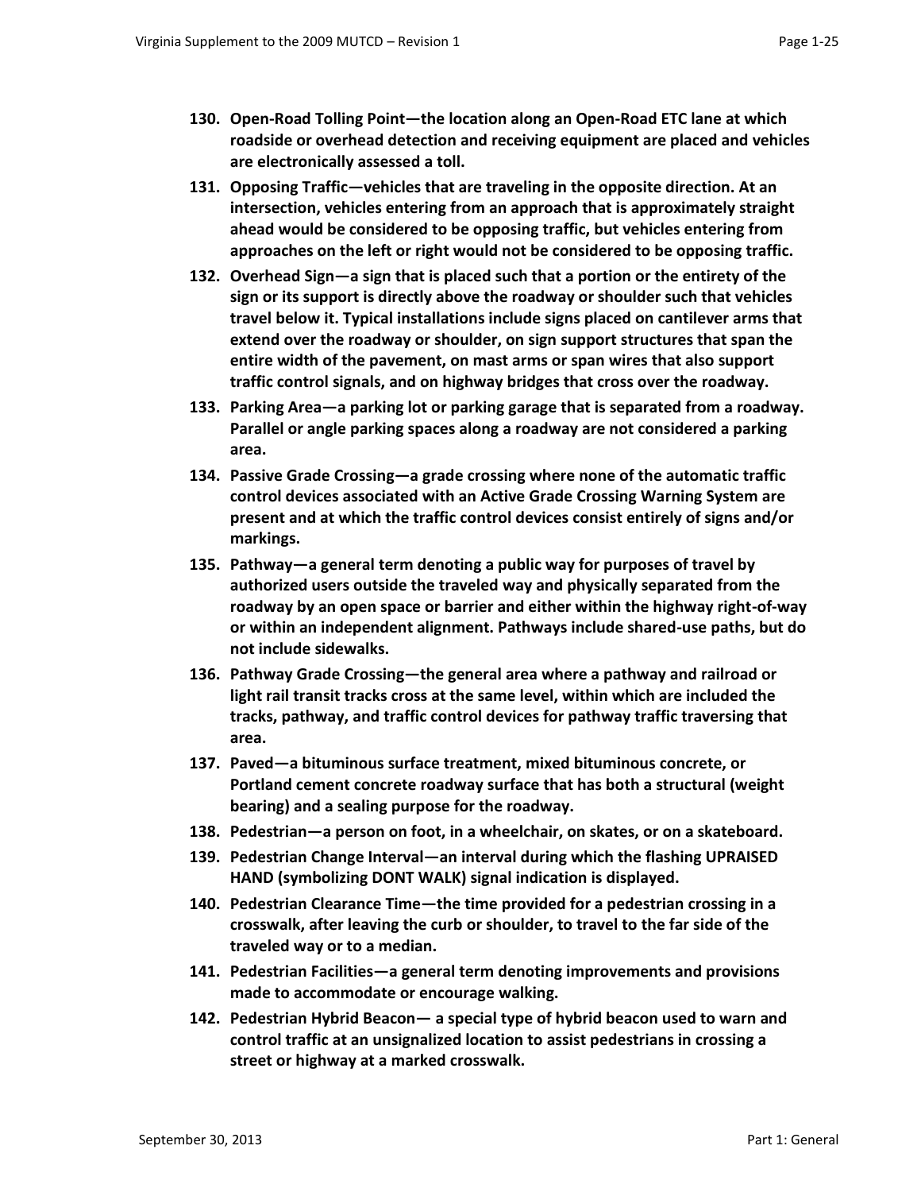130. **Open-Road Tolling Point—the location along an Open-Road ETC lane at which roadside or overhead detection and receiving equipment are placed and vehicles are electronically assessed a toll.**
131. **Opposing Traffic—vehicles that are traveling in the opposite direction. At an intersection, vehicles entering from an approach that is approximately straight ahead would be considered to be opposing traffic, but vehicles entering from approaches on the left or right would not be considered to be opposing traffic.**
132. **Overhead Sign—a sign that is placed such that a portion or the entirety of the sign or its support is directly above the roadway or shoulder such that vehicles travel below it. Typical installations include signs placed on cantilever arms that extend over the roadway or shoulder, on sign support structures that span the entire width of the pavement, on mast arms or span wires that also support traffic control signals, and on highway bridges that cross over the roadway.**
133. **Parking Area—a parking lot or parking garage that is separated from a roadway. Parallel or angle parking spaces along a roadway are not considered a parking area.**
134. **Passive Grade Crossing—a grade crossing where none of the automatic traffic control devices associated with an Active Grade Crossing Warning System are present and at which the traffic control devices consist entirely of signs and/or markings.**
135. **Pathway—a general term denoting a public way for purposes of travel by authorized users outside the traveled way and physically separated from the roadway by an open space or barrier and either within the highway right-of-way or within an independent alignment. Pathways include shared-use paths, but do not include sidewalks.**
136. **Pathway Grade Crossing—the general area where a pathway and railroad or light rail transit tracks cross at the same level, within which are included the tracks, pathway, and traffic control devices for pathway traffic traversing that area.**
137. **Paved—a bituminous surface treatment, mixed bituminous concrete, or Portland cement concrete roadway surface that has both a structural (weight bearing) and a sealing purpose for the roadway.**
138. **Pedestrian—a person on foot, in a wheelchair, on skates, or on a skateboard.**
139. **Pedestrian Change Interval—an interval during which the flashing UPRAISED HAND (symbolizing DONT WALK) signal indication is displayed.**
140. **Pedestrian Clearance Time—the time provided for a pedestrian crossing in a crosswalk, after leaving the curb or shoulder, to travel to the far side of the traveled way or to a median.**
141. **Pedestrian Facilities—a general term denoting improvements and provisions made to accommodate or encourage walking.**
142. **Pedestrian Hybrid Beacon— a special type of hybrid beacon used to warn and control traffic at an unsignalized location to assist pedestrians in crossing a street or highway at a marked crosswalk.**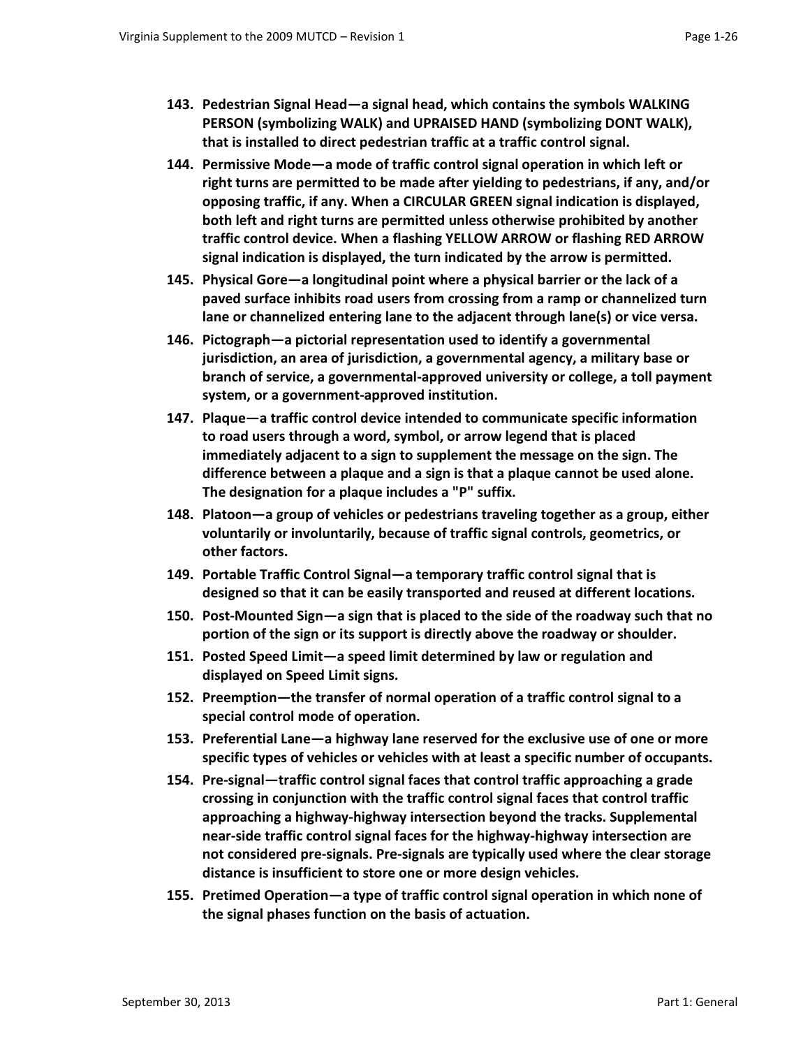143. **Pedestrian Signal Head—a signal head, which contains the symbols WALKING PERSON (symbolizing WALK) and UPRAISED HAND (symbolizing DONT WALK), that is installed to direct pedestrian traffic at a traffic control signal.**

144. **Permissive Mode—a mode of traffic control signal operation in which left or right turns are permitted to be made after yielding to pedestrians, if any, and/or opposing traffic, if any. When a CIRCULAR GREEN signal indication is displayed, both left and right turns are permitted unless otherwise prohibited by another traffic control device. When a flashing YELLOW ARROW or flashing RED ARROW signal indication is displayed, the turn indicated by the arrow is permitted.**

145. **Physical Gore—a longitudinal point where a physical barrier or the lack of a paved surface inhibits road users from crossing from a ramp or channelized turn lane or channelized entering lane to the adjacent through lane(s) or vice versa.**

146. **Pictograph—a pictorial representation used to identify a governmental jurisdiction, an area of jurisdiction, a governmental agency, a military base or branch of service, a governmental-approved university or college, a toll payment system, or a government-approved institution.**

147. **Plaque—a traffic control device intended to communicate specific information to road users through a word, symbol, or arrow legend that is placed immediately adjacent to a sign to supplement the message on the sign. The difference between a plaque and a sign is that a plaque cannot be used alone. The designation for a plaque includes a "P" suffix.**

148. **Platoon—a group of vehicles or pedestrians traveling together as a group, either voluntarily or involuntarily, because of traffic signal controls, geometrics, or other factors.**

149. **Portable Traffic Control Signal—a temporary traffic control signal that is designed so that it can be easily transported and reused at different locations.**

150. **Post-Mounted Sign—a sign that is placed to the side of the roadway such that no portion of the sign or its support is directly above the roadway or shoulder.**

151. **Posted Speed Limit—a speed limit determined by law or regulation and displayed on Speed Limit signs.**

152. **Preemption—the transfer of normal operation of a traffic control signal to a special control mode of operation.**

153. **Preferential Lane—a highway lane reserved for the exclusive use of one or more specific types of vehicles or vehicles with at least a specific number of occupants.**

154. **Pre-signal—traffic control signal faces that control traffic approaching a grade crossing in conjunction with the traffic control signal faces that control traffic approaching a highway-highway intersection beyond the tracks. Supplemental near-side traffic control signal faces for the highway-highway intersection are not considered pre-signals. Pre-signals are typically used where the clear storage distance is insufficient to store one or more design vehicles.**

155. **Pretimed Operation—a type of traffic control signal operation in which none of the signal phases function on the basis of actuation.**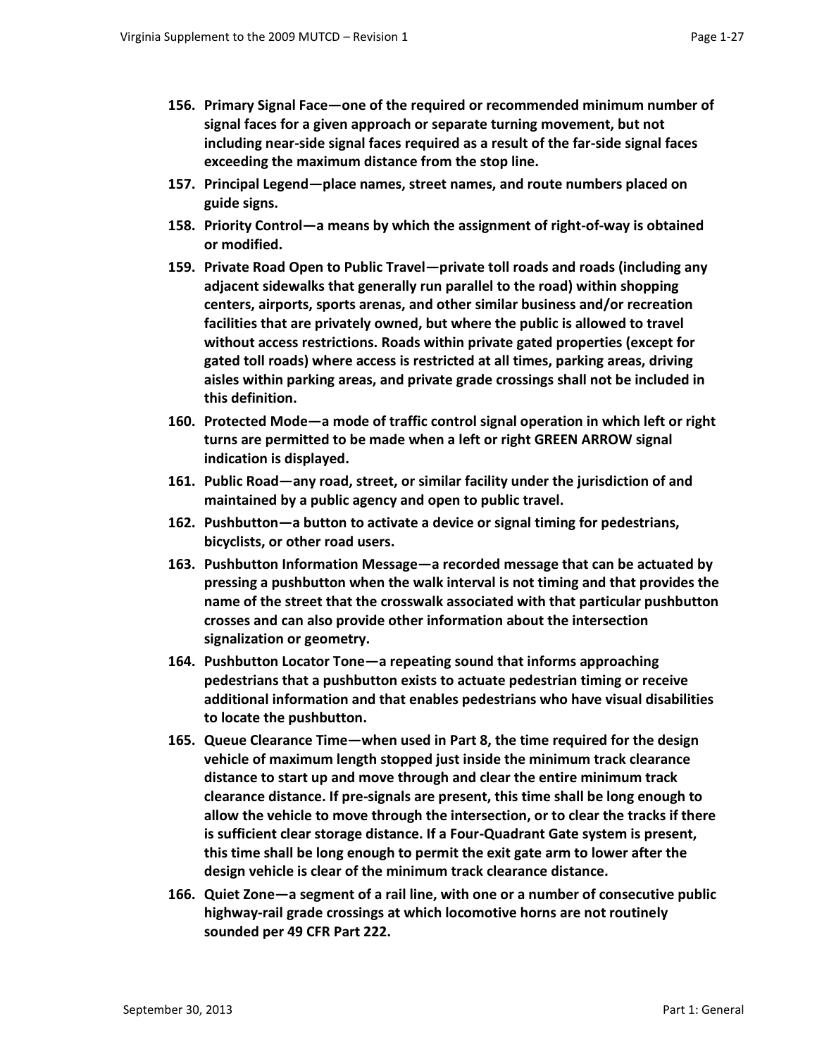156. **Primary Signal Face—one of the required or recommended minimum number of signal faces for a given approach or separate turning movement, but not including near-side signal faces required as a result of the far-side signal faces exceeding the maximum distance from the stop line.**
157. **Principal Legend—place names, street names, and route numbers placed on guide signs.**
158. **Priority Control—a means by which the assignment of right-of-way is obtained or modified.**
159. **Private Road Open to Public Travel—private toll roads and roads (including any adjacent sidewalks that generally run parallel to the road) within shopping centers, airports, sports arenas, and other similar business and/or recreation facilities that are privately owned, but where the public is allowed to travel without access restrictions. Roads within private gated properties (except for gated toll roads) where access is restricted at all times, parking areas, driving aisles within parking areas, and private grade crossings shall not be included in this definition.**
160. **Protected Mode—a mode of traffic control signal operation in which left or right turns are permitted to be made when a left or right GREEN ARROW signal indication is displayed.**
161. **Public Road—any road, street, or similar facility under the jurisdiction of and maintained by a public agency and open to public travel.**
162. **Pushbutton—a button to activate a device or signal timing for pedestrians, bicyclists, or other road users.**
163. **Pushbutton Information Message—a recorded message that can be actuated by pressing a pushbutton when the walk interval is not timing and that provides the name of the street that the crosswalk associated with that particular pushbutton crosses and can also provide other information about the intersection signalization or geometry.**
164. **Pushbutton Locator Tone—a repeating sound that informs approaching pedestrians that a pushbutton exists to actuate pedestrian timing or receive additional information and that enables pedestrians who have visual disabilities to locate the pushbutton.**
165. **Queue Clearance Time—when used in Part 8, the time required for the design vehicle of maximum length stopped just inside the minimum track clearance distance to start up and move through and clear the entire minimum track clearance distance. If pre-signals are present, this time shall be long enough to allow the vehicle to move through the intersection, or to clear the tracks if there is sufficient clear storage distance. If a Four-Quadrant Gate system is present, this time shall be long enough to permit the exit gate arm to lower after the design vehicle is clear of the minimum track clearance distance.**
166. **Quiet Zone—a segment of a rail line, with one or a number of consecutive public highway-rail grade crossings at which locomotive horns are not routinely sounded per 49 CFR Part 222.**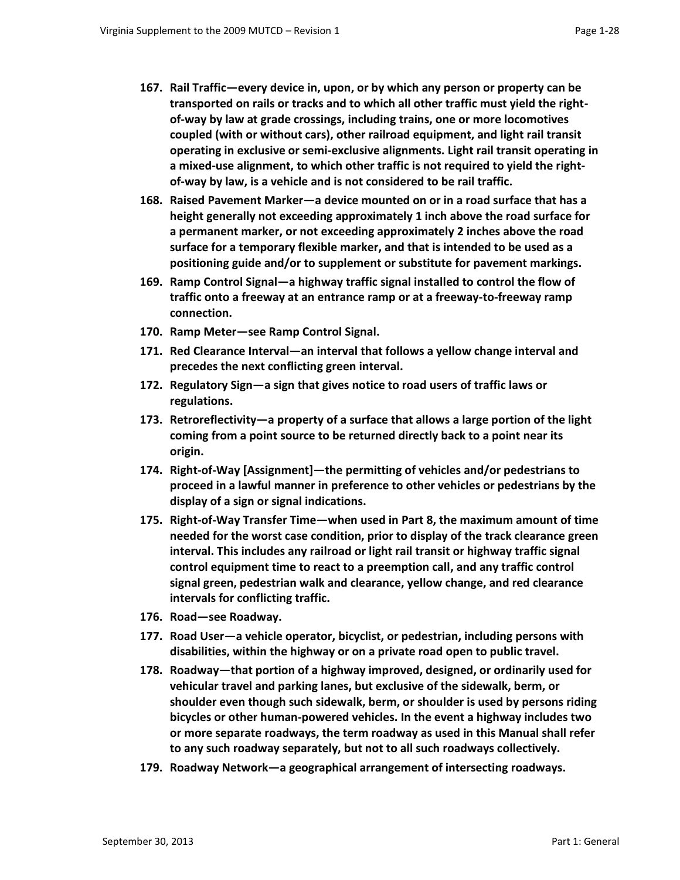167. **Rail Traffic—every device in, upon, or by which any person or property can be transported on rails or tracks and to which all other traffic must yield the right-of-way by law at grade crossings, including trains, one or more locomotives coupled (with or without cars), other railroad equipment, and light rail transit operating in exclusive or semi-exclusive alignments. Light rail transit operating in a mixed-use alignment, to which other traffic is not required to yield the right-of-way by law, is a vehicle and is not considered to be rail traffic.**
168. **Raised Pavement Marker—a device mounted on or in a road surface that has a height generally not exceeding approximately 1 inch above the road surface for a permanent marker, or not exceeding approximately 2 inches above the road surface for a temporary flexible marker, and that is intended to be used as a positioning guide and/or to supplement or substitute for pavement markings.**
169. **Ramp Control Signal—a highway traffic signal installed to control the flow of traffic onto a freeway at an entrance ramp or at a freeway-to-freeway ramp connection.**
170. **Ramp Meter—see Ramp Control Signal.**
171. **Red Clearance Interval—an interval that follows a yellow change interval and precedes the next conflicting green interval.**
172. **Regulatory Sign—a sign that gives notice to road users of traffic laws or regulations.**
173. **Retroreflectivity—a property of a surface that allows a large portion of the light coming from a point source to be returned directly back to a point near its origin.**
174. **Right-of-Way [Assignment]—the permitting of vehicles and/or pedestrians to proceed in a lawful manner in preference to other vehicles or pedestrians by the display of a sign or signal indications.**
175. **Right-of-Way Transfer Time—when used in Part 8, the maximum amount of time needed for the worst case condition, prior to display of the track clearance green interval. This includes any railroad or light rail transit or highway traffic signal control equipment time to react to a preemption call, and any traffic control signal green, pedestrian walk and clearance, yellow change, and red clearance intervals for conflicting traffic.**
176. **Road—see Roadway.**
177. **Road User—a vehicle operator, bicyclist, or pedestrian, including persons with disabilities, within the highway or on a private road open to public travel.**
178. **Roadway—that portion of a highway improved, designed, or ordinarily used for vehicular travel and parking lanes, but exclusive of the sidewalk, berm, or shoulder even though such sidewalk, berm, or shoulder is used by persons riding bicycles or other human-powered vehicles. In the event a highway includes two or more separate roadways, the term roadway as used in this Manual shall refer to any such roadway separately, but not to all such roadways collectively.**
179. **Roadway Network—a geographical arrangement of intersecting roadways.**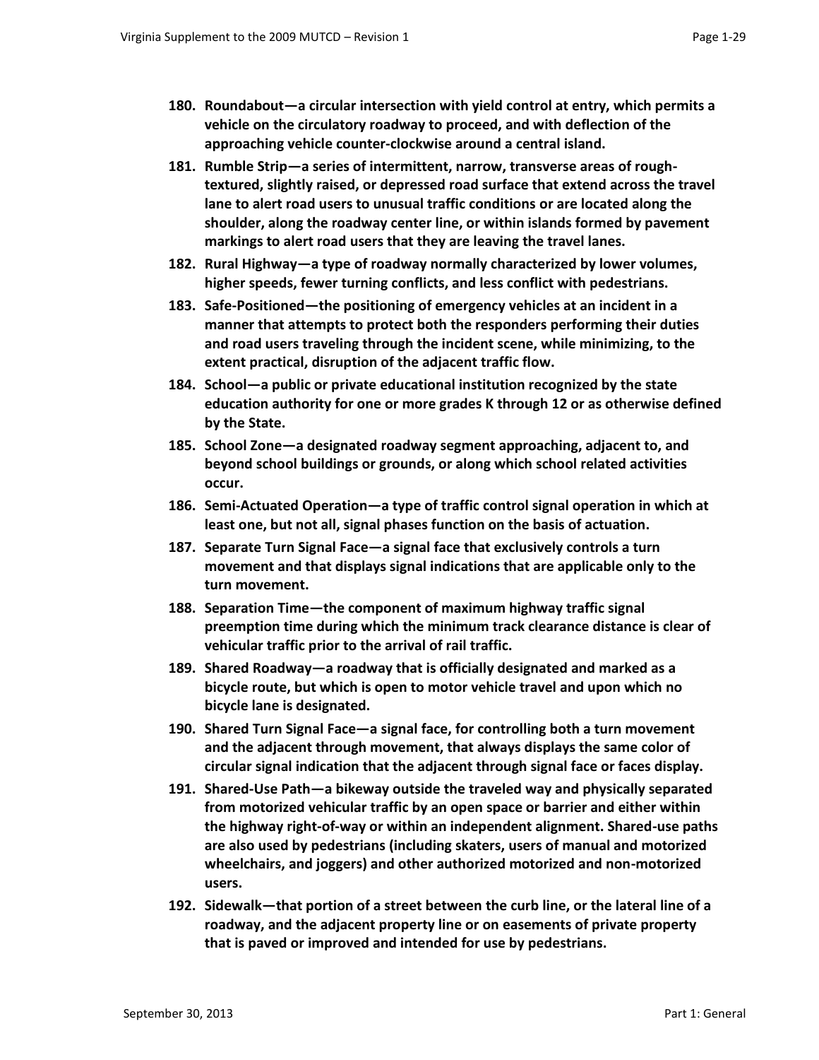180. **Roundabout—a circular intersection with yield control at entry, which permits a vehicle on the circulatory roadway to proceed, and with deflection of the approaching vehicle counter-clockwise around a central island.**

181. **Rumble Strip—a series of intermittent, narrow, transverse areas of rough-textured, slightly raised, or depressed road surface that extend across the travel lane to alert road users to unusual traffic conditions or are located along the shoulder, along the roadway center line, or within islands formed by pavement markings to alert road users that they are leaving the travel lanes.**

182. **Rural Highway—a type of roadway normally characterized by lower volumes, higher speeds, fewer turning conflicts, and less conflict with pedestrians.**

183. **Safe-Positioned—the positioning of emergency vehicles at an incident in a manner that attempts to protect both the responders performing their duties and road users traveling through the incident scene, while minimizing, to the extent practical, disruption of the adjacent traffic flow.**

184. **School—a public or private educational institution recognized by the state education authority for one or more grades K through 12 or as otherwise defined by the State.**

185. **School Zone—a designated roadway segment approaching, adjacent to, and beyond school buildings or grounds, or along which school related activities occur.**

186. **Semi-Actuated Operation—a type of traffic control signal operation in which at least one, but not all, signal phases function on the basis of actuation.**

187. **Separate Turn Signal Face—a signal face that exclusively controls a turn movement and that displays signal indications that are applicable only to the turn movement.**

188. **Separation Time—the component of maximum highway traffic signal preemption time during which the minimum track clearance distance is clear of vehicular traffic prior to the arrival of rail traffic.**

189. **Shared Roadway—a roadway that is officially designated and marked as a bicycle route, but which is open to motor vehicle travel and upon which no bicycle lane is designated.**

190. **Shared Turn Signal Face—a signal face, for controlling both a turn movement and the adjacent through movement, that always displays the same color of circular signal indication that the adjacent through signal face or faces display.**

191. **Shared-Use Path—a bikeway outside the traveled way and physically separated from motorized vehicular traffic by an open space or barrier and either within the highway right-of-way or within an independent alignment. Shared-use paths are also used by pedestrians (including skaters, users of manual and motorized wheelchairs, and joggers) and other authorized motorized and non-motorized users.**

192. **Sidewalk—that portion of a street between the curb line, or the lateral line of a roadway, and the adjacent property line or on easements of private property that is paved or improved and intended for use by pedestrians.**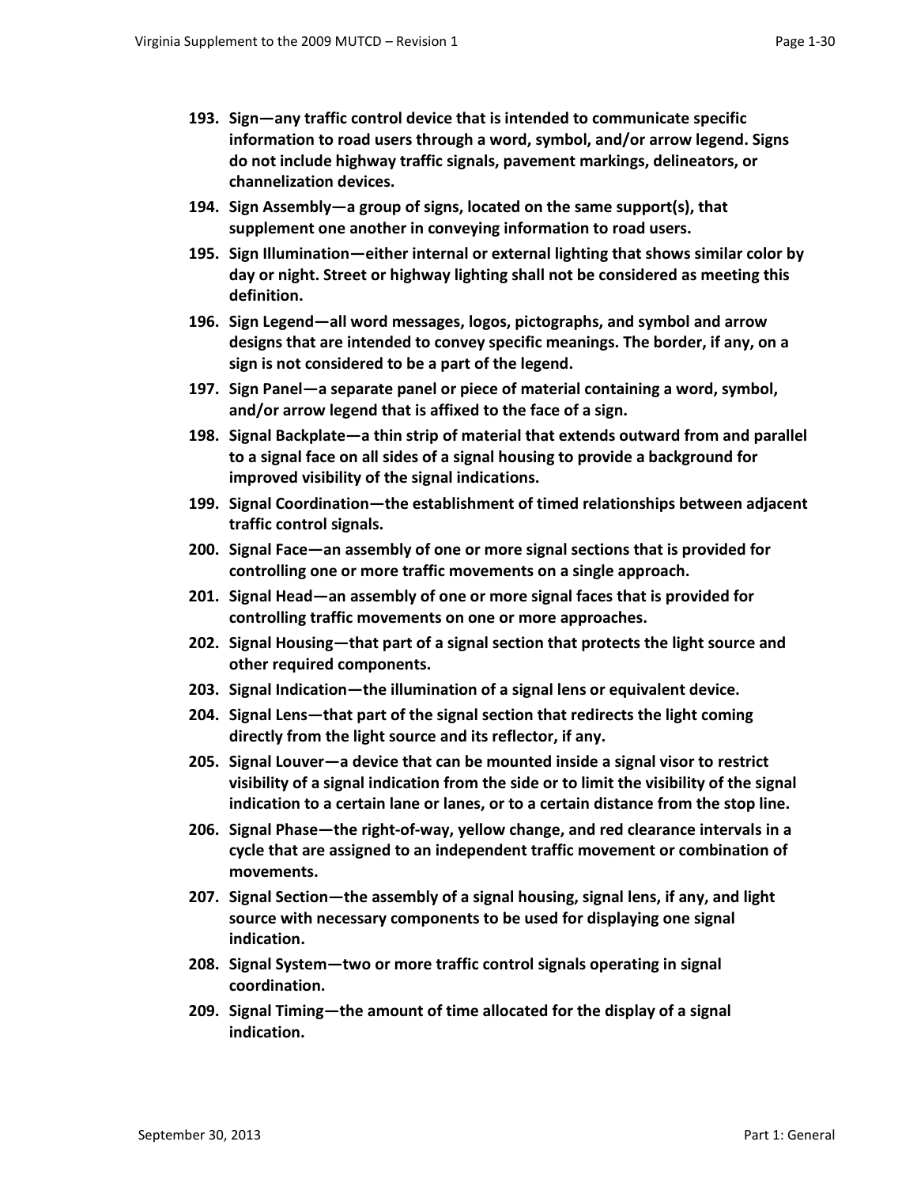193. **Sign—any traffic control device that is intended to communicate specific information to road users through a word, symbol, and/or arrow legend. Signs do not include highway traffic signals, pavement markings, delineators, or channelization devices.**

194. **Sign Assembly—a group of signs, located on the same support(s), that supplement one another in conveying information to road users.**

195. **Sign Illumination—either internal or external lighting that shows similar color by day or night. Street or highway lighting shall not be considered as meeting this definition.**

196. **Sign Legend—all word messages, logos, pictographs, and symbol and arrow designs that are intended to convey specific meanings. The border, if any, on a sign is not considered to be a part of the legend.**

197. **Sign Panel—a separate panel or piece of material containing a word, symbol, and/or arrow legend that is affixed to the face of a sign.**

198. **Signal Backplate—a thin strip of material that extends outward from and parallel to a signal face on all sides of a signal housing to provide a background for improved visibility of the signal indications.**

199. **Signal Coordination—the establishment of timed relationships between adjacent traffic control signals.**

200. **Signal Face—an assembly of one or more signal sections that is provided for controlling one or more traffic movements on a single approach.**

201. **Signal Head—an assembly of one or more signal faces that is provided for controlling traffic movements on one or more approaches.**

202. **Signal Housing—that part of a signal section that protects the light source and other required components.**

203. **Signal Indication—the illumination of a signal lens or equivalent device.**

204. **Signal Lens—that part of the signal section that redirects the light coming directly from the light source and its reflector, if any.**

205. **Signal Louver—a device that can be mounted inside a signal visor to restrict visibility of a signal indication from the side or to limit the visibility of the signal indication to a certain lane or lanes, or to a certain distance from the stop line.**

206. **Signal Phase—the right-of-way, yellow change, and red clearance intervals in a cycle that are assigned to an independent traffic movement or combination of movements.**

207. **Signal Section—the assembly of a signal housing, signal lens, if any, and light source with necessary components to be used for displaying one signal indication.**

208. **Signal System—two or more traffic control signals operating in signal coordination.**

209. **Signal Timing—the amount of time allocated for the display of a signal indication.**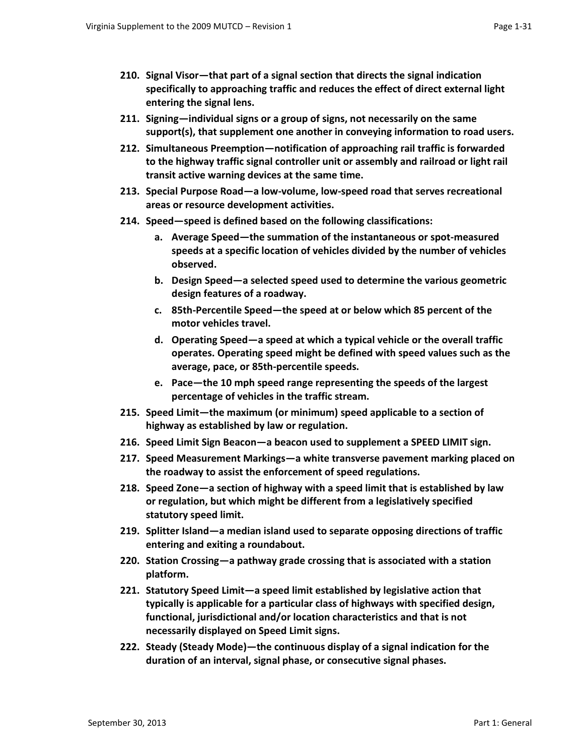210. **Signal Visor—that part of a signal section that directs the signal indication specifically to approaching traffic and reduces the effect of direct external light entering the signal lens.**

211. **Signing—individual signs or a group of signs, not necessarily on the same support(s), that supplement one another in conveying information to road users.**

212. **Simultaneous Preemption—notification of approaching rail traffic is forwarded to the highway traffic signal controller unit or assembly and railroad or light rail transit active warning devices at the same time.**

213. **Special Purpose Road—a low-volume, low-speed road that serves recreational areas or resource development activities.**

214. **Speed—speed is defined based on the following classifications:**

    a. **Average Speed—the summation of the instantaneous or spot-measured speeds at a specific location of vehicles divided by the number of vehicles observed.**

    b. **Design Speed—a selected speed used to determine the various geometric design features of a roadway.**

    c. **85th-Percentile Speed—the speed at or below which 85 percent of the motor vehicles travel.**

    d. **Operating Speed—a speed at which a typical vehicle or the overall traffic operates. Operating speed might be defined with speed values such as the average, pace, or 85th-percentile speeds.**

    e. **Pace—the 10 mph speed range representing the speeds of the largest percentage of vehicles in the traffic stream.**

215. **Speed Limit—the maximum (or minimum) speed applicable to a section of highway as established by law or regulation.**

216. **Speed Limit Sign Beacon—a beacon used to supplement a SPEED LIMIT sign.**

217. **Speed Measurement Markings—a white transverse pavement marking placed on the roadway to assist the enforcement of speed regulations.**

218. **Speed Zone—a section of highway with a speed limit that is established by law or regulation, but which might be different from a legislatively specified statutory speed limit.**

219. **Splitter Island—a median island used to separate opposing directions of traffic entering and exiting a roundabout.**

220. **Station Crossing—a pathway grade crossing that is associated with a station platform.**

221. **Statutory Speed Limit—a speed limit established by legislative action that typically is applicable for a particular class of highways with specified design, functional, jurisdictional and/or location characteristics and that is not necessarily displayed on Speed Limit signs.**

222. **Steady (Steady Mode)—the continuous display of a signal indication for the duration of an interval, signal phase, or consecutive signal phases.**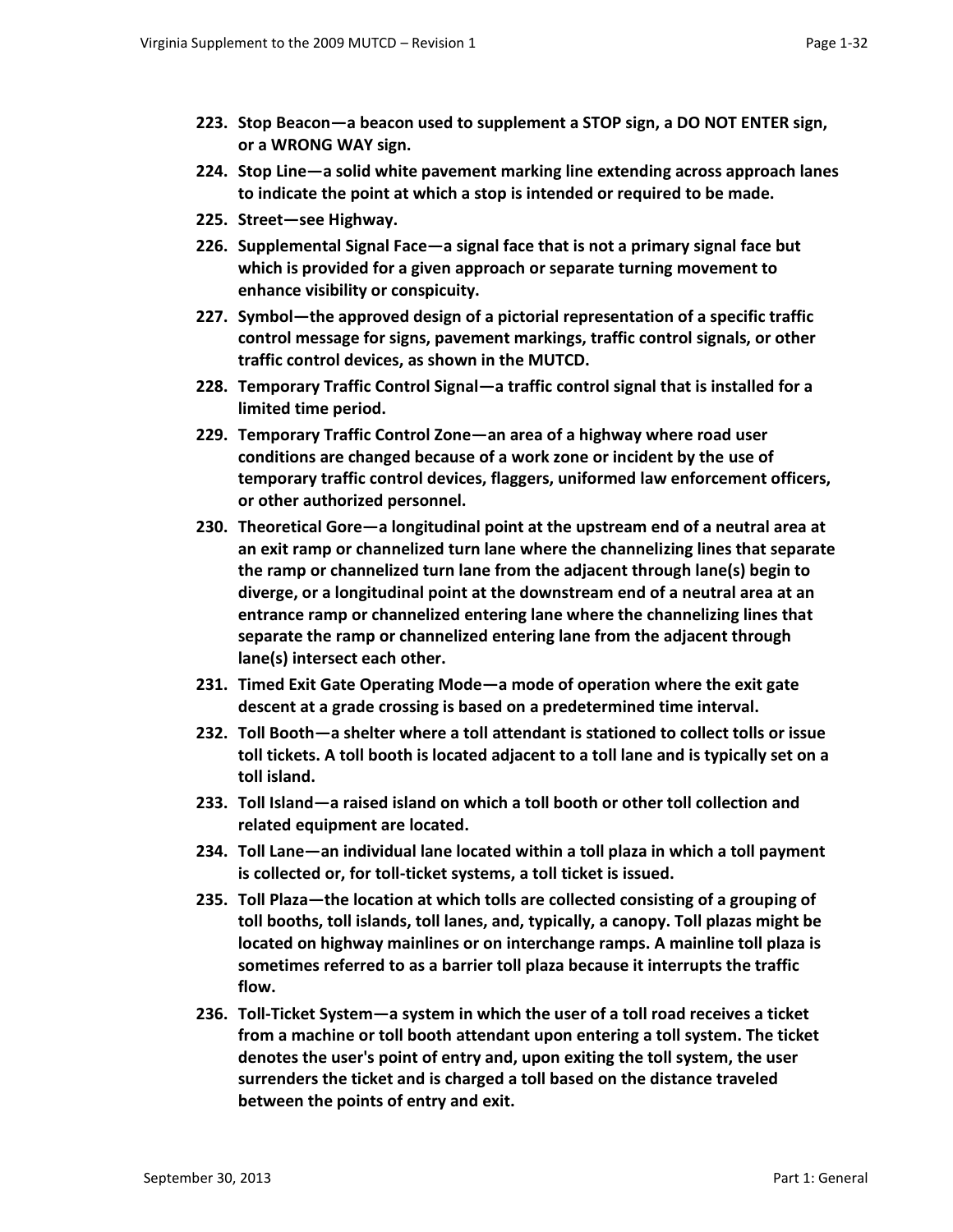223. **Stop Beacon—a beacon used to supplement a STOP sign, a DO NOT ENTER sign, or a WRONG WAY sign.**

224. **Stop Line—a solid white pavement marking line extending across approach lanes to indicate the point at which a stop is intended or required to be made.**

225. **Street—see Highway.**

226. **Supplemental Signal Face—a signal face that is not a primary signal face but which is provided for a given approach or separate turning movement to enhance visibility or conspicuity.**

227. **Symbol—the approved design of a pictorial representation of a specific traffic control message for signs, pavement markings, traffic control signals, or other traffic control devices, as shown in the MUTCD.**

228. **Temporary Traffic Control Signal—a traffic control signal that is installed for a limited time period.**

229. **Temporary Traffic Control Zone—an area of a highway where road user conditions are changed because of a work zone or incident by the use of temporary traffic control devices, flaggers, uniformed law enforcement officers, or other authorized personnel.**

230. **Theoretical Gore—a longitudinal point at the upstream end of a neutral area at an exit ramp or channelized turn lane where the channelizing lines that separate the ramp or channelized turn lane from the adjacent through lane(s) begin to diverge, or a longitudinal point at the downstream end of a neutral area at an entrance ramp or channelized entering lane where the channelizing lines that separate the ramp or channelized entering lane from the adjacent through lane(s) intersect each other.**

231. **Timed Exit Gate Operating Mode—a mode of operation where the exit gate descent at a grade crossing is based on a predetermined time interval.**

232. **Toll Booth—a shelter where a toll attendant is stationed to collect tolls or issue toll tickets. A toll booth is located adjacent to a toll lane and is typically set on a toll island.**

233. **Toll Island—a raised island on which a toll booth or other toll collection and related equipment are located.**

234. **Toll Lane—an individual lane located within a toll plaza in which a toll payment is collected or, for toll-ticket systems, a toll ticket is issued.**

235. **Toll Plaza—the location at which tolls are collected consisting of a grouping of toll booths, toll islands, toll lanes, and, typically, a canopy. Toll plazas might be located on highway mainlines or on interchange ramps. A mainline toll plaza is sometimes referred to as a barrier toll plaza because it interrupts the traffic flow.**

236. **Toll-Ticket System—a system in which the user of a toll road receives a ticket from a machine or toll booth attendant upon entering a toll system. The ticket denotes the user's point of entry and, upon exiting the toll system, the user surrenders the ticket and is charged a toll based on the distance traveled between the points of entry and exit.**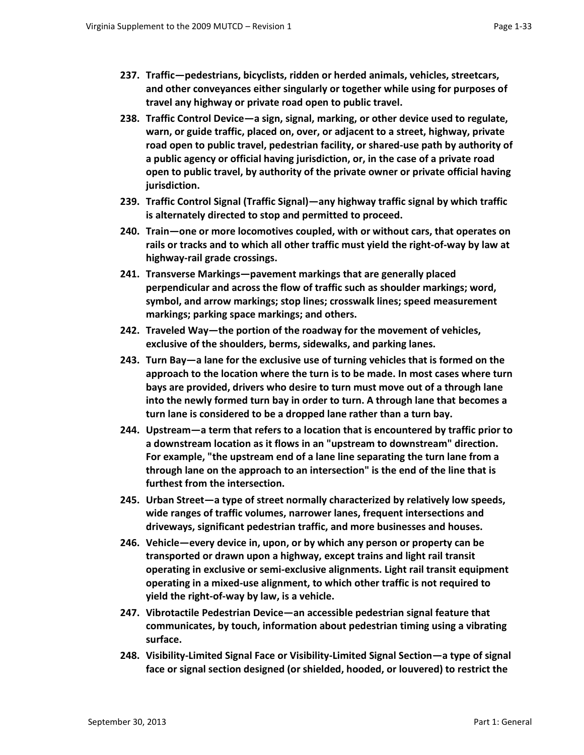237. **Traffic—pedestrians, bicyclists, ridden or herded animals, vehicles, streetcars, and other conveyances either singularly or together while using for purposes of travel any highway or private road open to public travel.**
238. **Traffic Control Device—a sign, signal, marking, or other device used to regulate, warn, or guide traffic, placed on, over, or adjacent to a street, highway, private road open to public travel, pedestrian facility, or shared-use path by authority of a public agency or official having jurisdiction, or, in the case of a private road open to public travel, by authority of the private owner or private official having jurisdiction.**
239. **Traffic Control Signal (Traffic Signal)—any highway traffic signal by which traffic is alternately directed to stop and permitted to proceed.**
240. **Train—one or more locomotives coupled, with or without cars, that operates on rails or tracks and to which all other traffic must yield the right-of-way by law at highway-rail grade crossings.**
241. **Transverse Markings—pavement markings that are generally placed perpendicular and across the flow of traffic such as shoulder markings; word, symbol, and arrow markings; stop lines; crosswalk lines; speed measurement markings; parking space markings; and others.**
242. **Traveled Way—the portion of the roadway for the movement of vehicles, exclusive of the shoulders, berms, sidewalks, and parking lanes.**
243. **Turn Bay—a lane for the exclusive use of turning vehicles that is formed on the approach to the location where the turn is to be made. In most cases where turn bays are provided, drivers who desire to turn must move out of a through lane into the newly formed turn bay in order to turn. A through lane that becomes a turn lane is considered to be a dropped lane rather than a turn bay.**
244. **Upstream—a term that refers to a location that is encountered by traffic prior to a downstream location as it flows in an "upstream to downstream" direction. For example, "the upstream end of a lane line separating the turn lane from a through lane on the approach to an intersection" is the end of the line that is furthest from the intersection.**
245. **Urban Street—a type of street normally characterized by relatively low speeds, wide ranges of traffic volumes, narrower lanes, frequent intersections and driveways, significant pedestrian traffic, and more businesses and houses.**
246. **Vehicle—every device in, upon, or by which any person or property can be transported or drawn upon a highway, except trains and light rail transit operating in exclusive or semi-exclusive alignments. Light rail transit equipment operating in a mixed-use alignment, to which other traffic is not required to yield the right-of-way by law, is a vehicle.**
247. **Vibrotactile Pedestrian Device—an accessible pedestrian signal feature that communicates, by touch, information about pedestrian timing using a vibrating surface.**
248. **Visibility-Limited Signal Face or Visibility-Limited Signal Section—a type of signal face or signal section designed (or shielded, hooded, or louvered) to restrict the**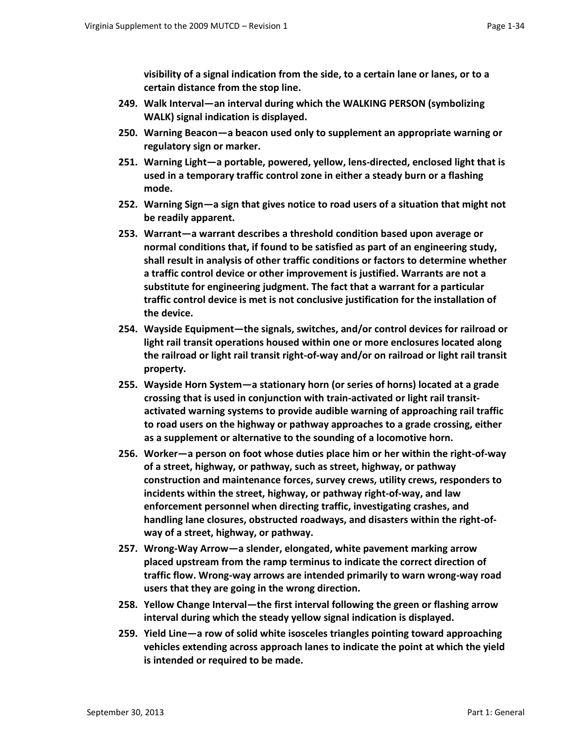**visibility of a signal indication from the side, to a certain lane or lanes, or to a certain distance from the stop line.**

249. **Walk Interval—an interval during which the WALKING PERSON (symbolizing WALK) signal indication is displayed.**
250. **Warning Beacon—a beacon used only to supplement an appropriate warning or regulatory sign or marker.**
251. **Warning Light—a portable, powered, yellow, lens-directed, enclosed light that is used in a temporary traffic control zone in either a steady burn or a flashing mode.**
252. **Warning Sign—a sign that gives notice to road users of a situation that might not be readily apparent.**
253. **Warrant—a warrant describes a threshold condition based upon average or normal conditions that, if found to be satisfied as part of an engineering study, shall result in analysis of other traffic conditions or factors to determine whether a traffic control device or other improvement is justified. Warrants are not a substitute for engineering judgment. The fact that a warrant for a particular traffic control device is met is not conclusive justification for the installation of the device.**
254. **Wayside Equipment—the signals, switches, and/or control devices for railroad or light rail transit operations housed within one or more enclosures located along the railroad or light rail transit right-of-way and/or on railroad or light rail transit property.**
255. **Wayside Horn System—a stationary horn (or series of horns) located at a grade crossing that is used in conjunction with train-activated or light rail transit-activated warning systems to provide audible warning of approaching rail traffic to road users on the highway or pathway approaches to a grade crossing, either as a supplement or alternative to the sounding of a locomotive horn.**
256. **Worker—a person on foot whose duties place him or her within the right-of-way of a street, highway, or pathway, such as street, highway, or pathway construction and maintenance forces, survey crews, utility crews, responders to incidents within the street, highway, or pathway right-of-way, and law enforcement personnel when directing traffic, investigating crashes, and handling lane closures, obstructed roadways, and disasters within the right-of-way of a street, highway, or pathway.**
257. **Wrong-Way Arrow—a slender, elongated, white pavement marking arrow placed upstream from the ramp terminus to indicate the correct direction of traffic flow. Wrong-way arrows are intended primarily to warn wrong-way road users that they are going in the wrong direction.**
258. **Yellow Change Interval—the first interval following the green or flashing arrow interval during which the steady yellow signal indication is displayed.**
259. **Yield Line—a row of solid white isosceles triangles pointing toward approaching vehicles extending across approach lanes to indicate the point at which the yield is intended or required to be made.**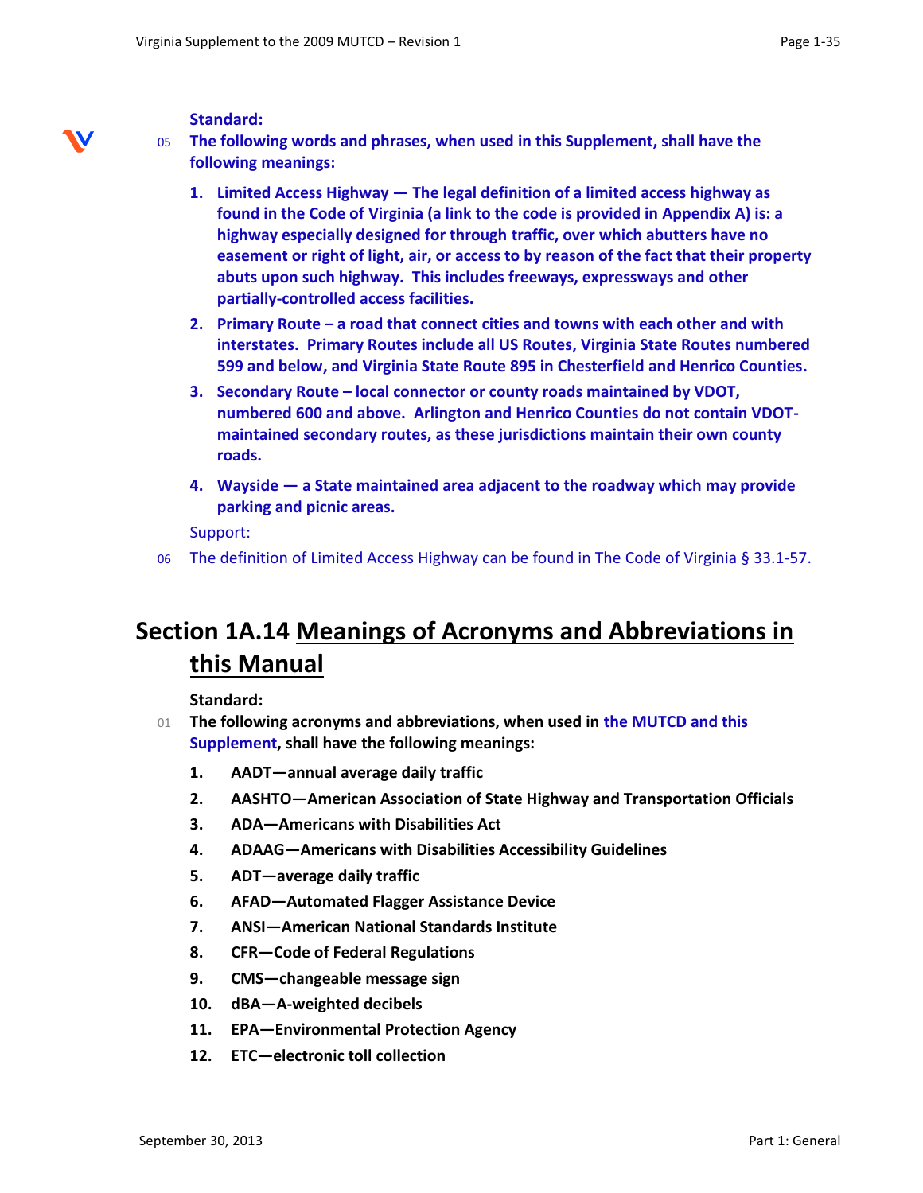**Standard:**

05 **The following words and phrases, when used in this Supplement, shall have the following meanings:**

1. **Limited Access Highway — The legal definition of a limited access highway as found in the Code of Virginia (a link to the code is provided in Appendix A) is: a highway especially designed for through traffic, over which abutters have no easement or right of light, air, or access to by reason of the fact that their property abuts upon such highway. This includes freeways, expressways and other partially-controlled access facilities.**
2. **Primary Route – a road that connect cities and towns with each other and with interstates. Primary Routes include all US Routes, Virginia State Routes numbered 599 and below, and Virginia State Route 895 in Chesterfield and Henrico Counties.**
3. **Secondary Route – local connector or county roads maintained by VDOT, numbered 600 and above. Arlington and Henrico Counties do not contain VDOT-maintained secondary routes, as these jurisdictions maintain their own county roads.**
4. **Wayside — a State maintained area adjacent to the roadway which may provide parking and picnic areas.**

Support:

06 The definition of Limited Access Highway can be found in The Code of Virginia § 33.1-57.

## Section 1A.14 Meanings of Acronyms and Abbreviations in this Manual

**Standard:**

01 **The following acronyms and abbreviations, when used in the MUTCD and this Supplement, shall have the following meanings:**

1. **AADT—annual average daily traffic**
2. **AASHTO—American Association of State Highway and Transportation Officials**
3. **ADA—Americans with Disabilities Act**
4. **ADAAG—Americans with Disabilities Accessibility Guidelines**
5. **ADT—average daily traffic**
6. **AFAD—Automated Flagger Assistance Device**
7. **ANSI—American National Standards Institute**
8. **CFR—Code of Federal Regulations**
9. **CMS—changeable message sign**
10. **dBA—A-weighted decibels**
11. **EPA—Environmental Protection Agency**
12. **ETC—electronic toll collection**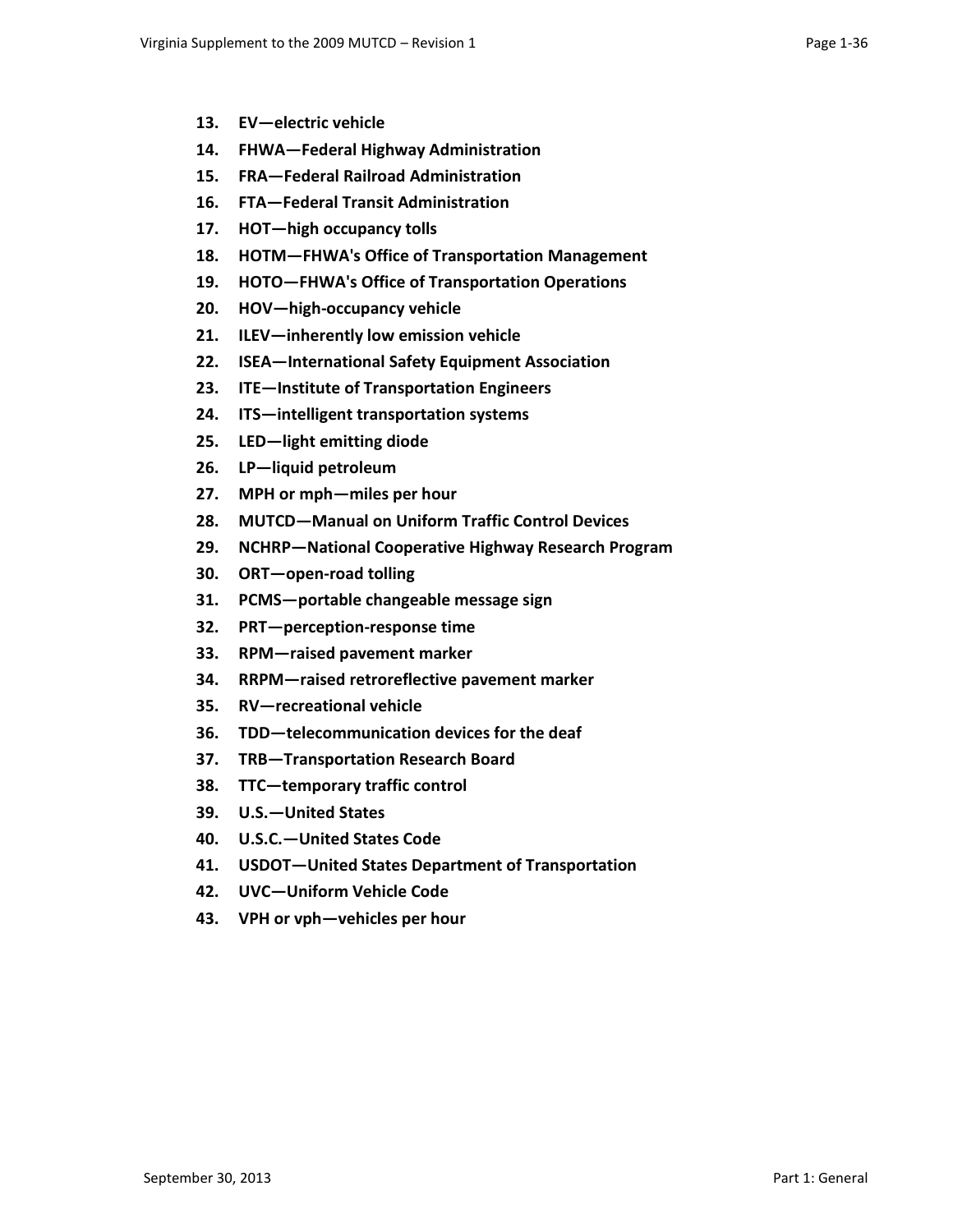13. **EV—electric vehicle**
14. **FHWA—Federal Highway Administration**
15. **FRA—Federal Railroad Administration**
16. **FTA—Federal Transit Administration**
17. **HOT—high occupancy tolls**
18. **HOTM—FHWA's Office of Transportation Management**
19. **HOTO—FHWA's Office of Transportation Operations**
20. **HOV—high-occupancy vehicle**
21. **ILEV—inherently low emission vehicle**
22. **ISEA—International Safety Equipment Association**
23. **ITE—Institute of Transportation Engineers**
24. **ITS—intelligent transportation systems**
25. **LED—light emitting diode**
26. **LP—liquid petroleum**
27. **MPH or mph—miles per hour**
28. **MUTCD—Manual on Uniform Traffic Control Devices**
29. **NCHRP—National Cooperative Highway Research Program**
30. **ORT—open-road tolling**
31. **PCMS—portable changeable message sign**
32. **PRT—perception-response time**
33. **RPM—raised pavement marker**
34. **RRPM—raised retroreflective pavement marker**
35. **RV—recreational vehicle**
36. **TDD—telecommunication devices for the deaf**
37. **TRB—Transportation Research Board**
38. **TTC—temporary traffic control**
39. **U.S.—United States**
40. **U.S.C.—United States Code**
41. **USDOT—United States Department of Transportation**
42. **UVC—Uniform Vehicle Code**
43. **VPH or vph—vehicles per hour**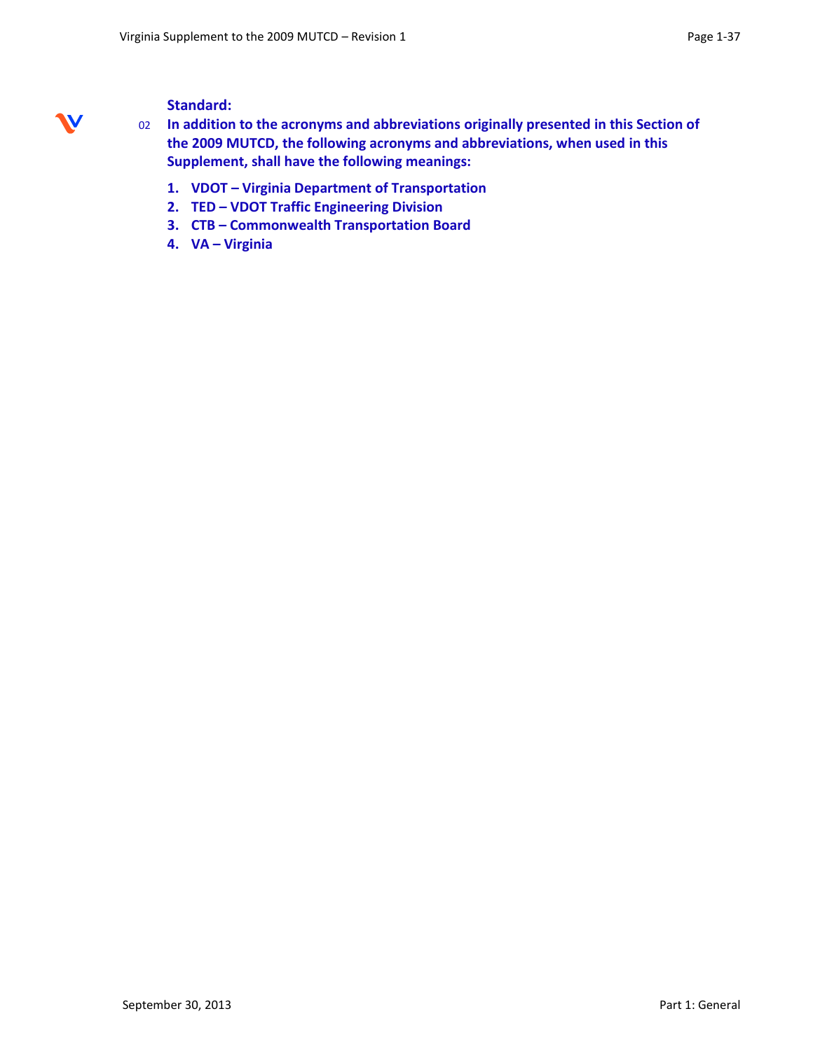**Standard:**

02 **In addition to the acronyms and abbreviations originally presented in this Section of the 2009 MUTCD, the following acronyms and abbreviations, when used in this Supplement, shall have the following meanings:**

1. **VDOT – Virginia Department of Transportation**
2. **TED – VDOT Traffic Engineering Division**
3. **CTB – Commonwealth Transportation Board**
4. **VA – Virginia**